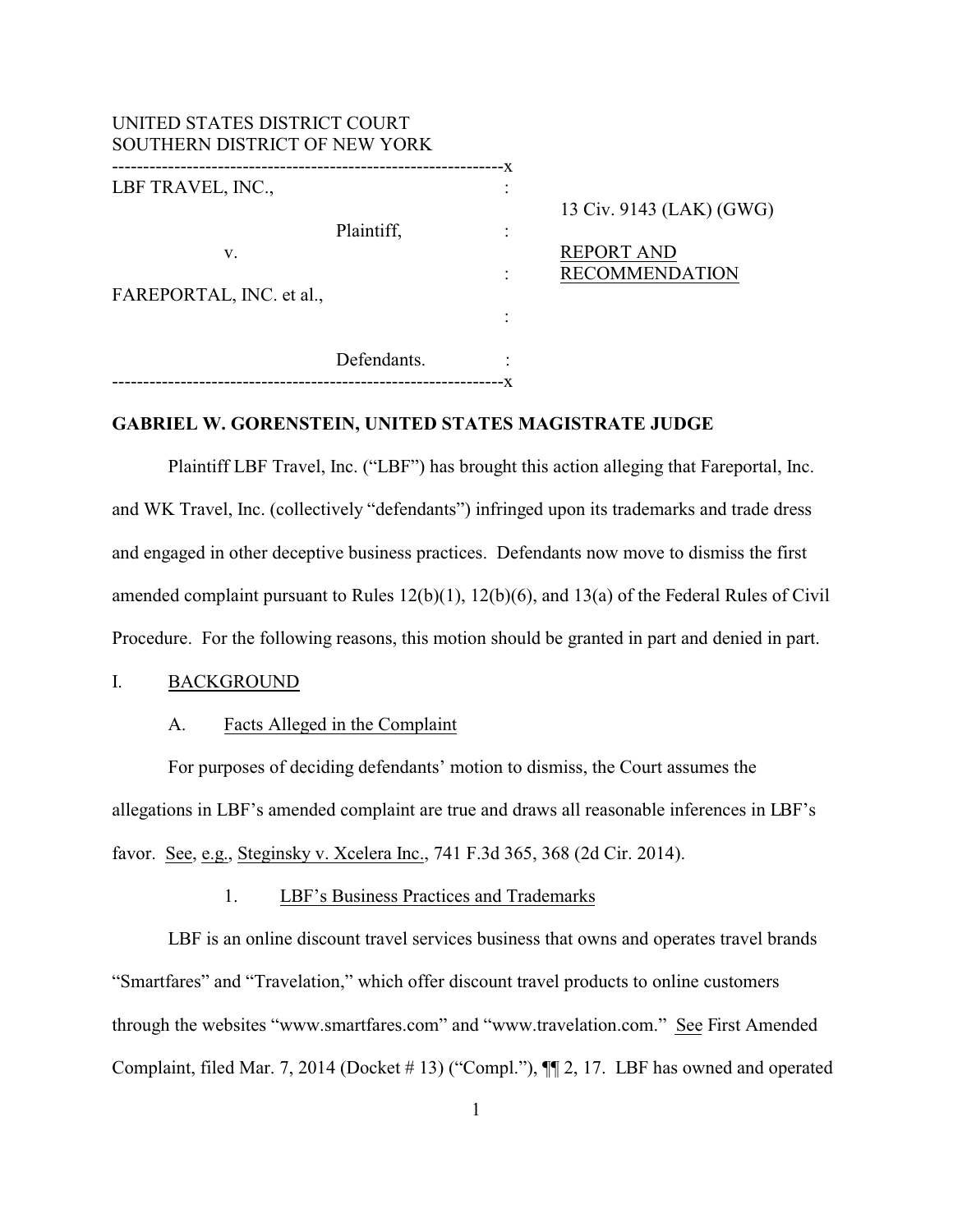UNITED STATES DISTRICT COURT
SOUTHERN DISTRICT OF NEW YORK

---------------------------------------------------------------x

LBF TRAVEL, INC.,

Plaintiff,

v.

FAREPORTAL, INC. et al.,

Defendants.

---------------------------------------------------------------x

13 Civ. 9143 (LAK) (GWG)

REPORT AND RECOMMENDATION

**GABRIEL W. GORENSTEIN, UNITED STATES MAGISTRATE JUDGE**

Plaintiff LBF Travel, Inc. ("LBF") has brought this action alleging that Fareportal, Inc. and WK Travel, Inc. (collectively "defendants") infringed upon its trademarks and trade dress and engaged in other deceptive business practices. Defendants now move to dismiss the first amended complaint pursuant to Rules 12(b)(1), 12(b)(6), and 13(a) of the Federal Rules of Civil Procedure. For the following reasons, this motion should be granted in part and denied in part.

## I. BACKGROUND

### A. Facts Alleged in the Complaint

For purposes of deciding defendants' motion to dismiss, the Court assumes the allegations in LBF's amended complaint are true and draws all reasonable inferences in LBF's favor. See, e.g., Steginsky v. Xcelera Inc., 741 F.3d 365, 368 (2d Cir. 2014).

#### 1. LBF's Business Practices and Trademarks

LBF is an online discount travel services business that owns and operates travel brands "Smartfares" and "Travelation," which offer discount travel products to online customers through the websites "www.smartfares.com" and "www.travelation.com." See First Amended Complaint, filed Mar. 7, 2014 (Docket # 13) ("Compl."), ¶¶ 2, 17. LBF has owned and operated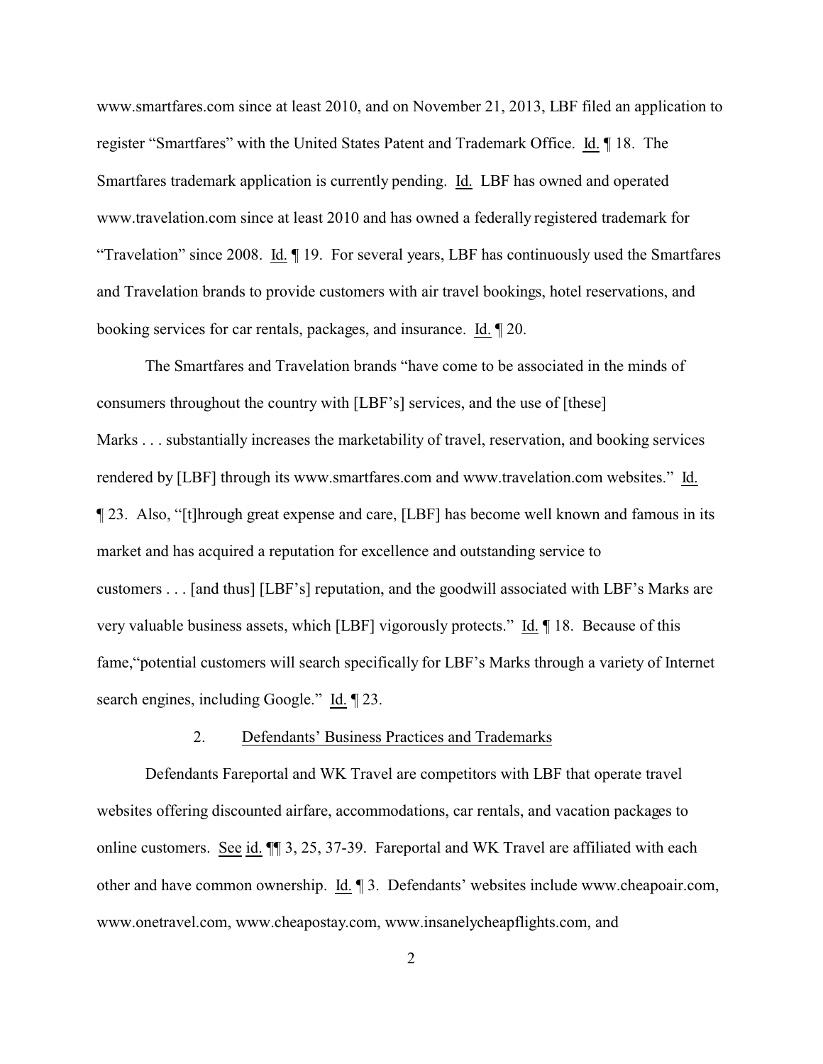www.smartfares.com since at least 2010, and on November 21, 2013, LBF filed an application to register "Smartfares" with the United States Patent and Trademark Office. Id. ¶ 18. The Smartfares trademark application is currently pending. Id. LBF has owned and operated www.travelation.com since at least 2010 and has owned a federally registered trademark for "Travelation" since 2008. Id. ¶ 19. For several years, LBF has continuously used the Smartfares and Travelation brands to provide customers with air travel bookings, hotel reservations, and booking services for car rentals, packages, and insurance. Id. ¶ 20.

The Smartfares and Travelation brands "have come to be associated in the minds of consumers throughout the country with [LBF's] services, and the use of [these] Marks . . . substantially increases the marketability of travel, reservation, and booking services rendered by [LBF] through its www.smartfares.com and www.travelation.com websites." Id. ¶ 23. Also, "[t]hrough great expense and care, [LBF] has become well known and famous in its market and has acquired a reputation for excellence and outstanding service to customers . . . [and thus] [LBF's] reputation, and the goodwill associated with LBF's Marks are very valuable business assets, which [LBF] vigorously protects." Id. ¶ 18. Because of this fame,"potential customers will search specifically for LBF's Marks through a variety of Internet search engines, including Google." Id. ¶ 23.

### 2. Defendants' Business Practices and Trademarks

Defendants Fareportal and WK Travel are competitors with LBF that operate travel websites offering discounted airfare, accommodations, car rentals, and vacation packages to online customers. See id. ¶¶ 3, 25, 37-39. Fareportal and WK Travel are affiliated with each other and have common ownership. Id. ¶ 3. Defendants' websites include www.cheapoair.com, www.onetravel.com, www.cheapostay.com, www.insanelycheapflights.com, and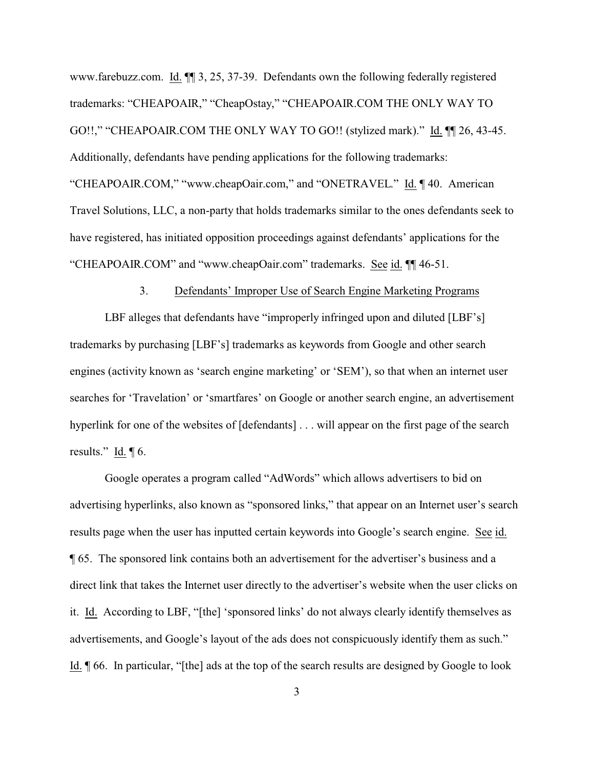www.farebuzz.com. Id. ¶¶ 3, 25, 37-39. Defendants own the following federally registered trademarks: "CHEAPOAIR," "CheapOstay," "CHEAPOAIR.COM THE ONLY WAY TO GO!!," "CHEAPOAIR.COM THE ONLY WAY TO GO!! (stylized mark)." Id. ¶¶ 26, 43-45. Additionally, defendants have pending applications for the following trademarks: "CHEAPOAIR.COM," "www.cheapOair.com," and "ONETRAVEL." Id. ¶ 40. American Travel Solutions, LLC, a non-party that holds trademarks similar to the ones defendants seek to have registered, has initiated opposition proceedings against defendants' applications for the "CHEAPOAIR.COM" and "www.cheapOair.com" trademarks. See id. ¶¶ 46-51.

### 3. Defendants' Improper Use of Search Engine Marketing Programs

LBF alleges that defendants have "improperly infringed upon and diluted [LBF's] trademarks by purchasing [LBF's] trademarks as keywords from Google and other search engines (activity known as 'search engine marketing' or 'SEM'), so that when an internet user searches for 'Travelation' or 'smartfares' on Google or another search engine, an advertisement hyperlink for one of the websites of [defendants] . . . will appear on the first page of the search results." Id. ¶ 6.

Google operates a program called "AdWords" which allows advertisers to bid on advertising hyperlinks, also known as "sponsored links," that appear on an Internet user's search results page when the user has inputted certain keywords into Google's search engine. See id. ¶ 65. The sponsored link contains both an advertisement for the advertiser's business and a direct link that takes the Internet user directly to the advertiser's website when the user clicks on it. Id. According to LBF, "[the] 'sponsored links' do not always clearly identify themselves as advertisements, and Google's layout of the ads does not conspicuously identify them as such." Id. ¶ 66. In particular, "[the] ads at the top of the search results are designed by Google to look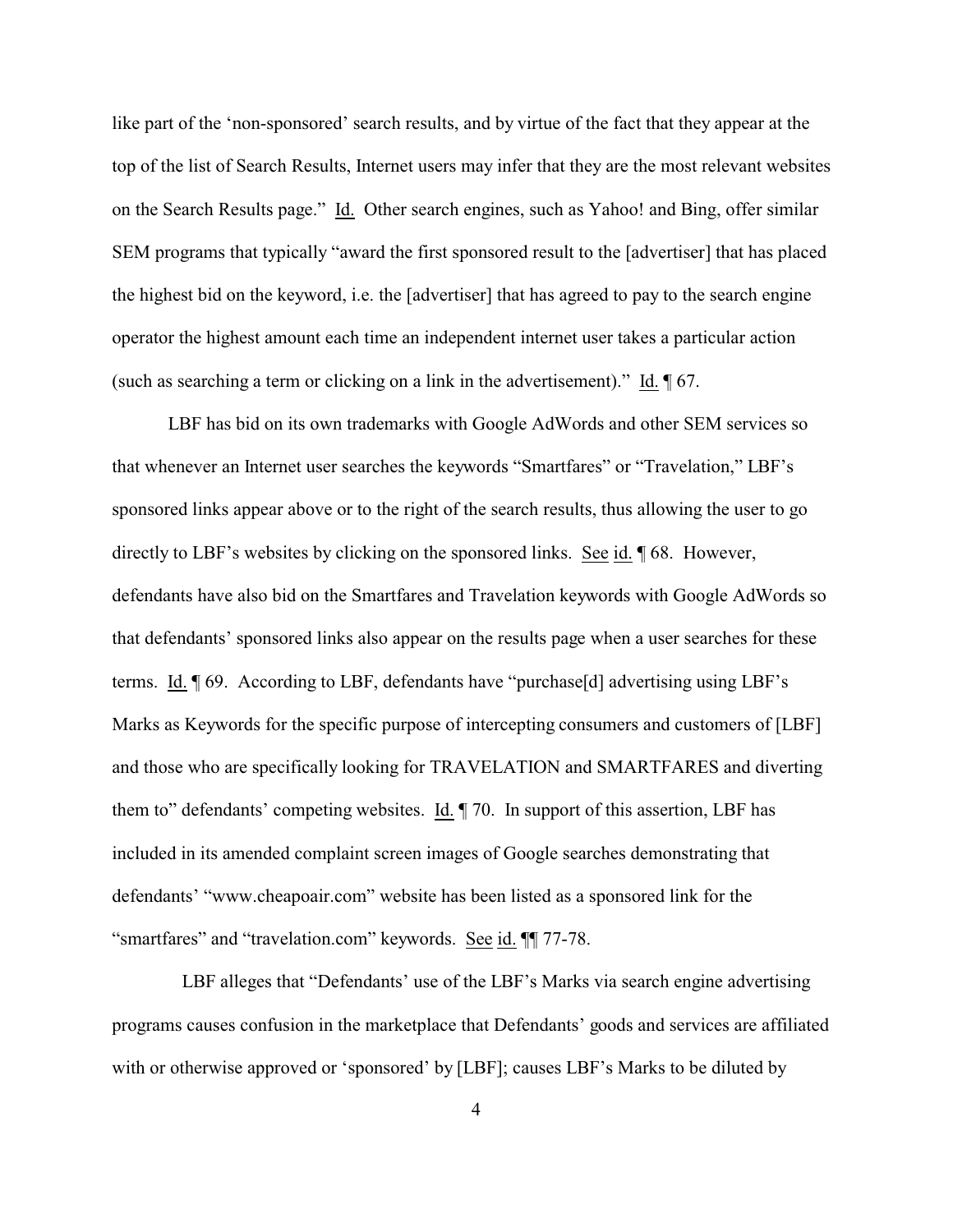like part of the 'non-sponsored' search results, and by virtue of the fact that they appear at the top of the list of Search Results, Internet users may infer that they are the most relevant websites on the Search Results page." Id. Other search engines, such as Yahoo! and Bing, offer similar SEM programs that typically "award the first sponsored result to the [advertiser] that has placed the highest bid on the keyword, i.e. the [advertiser] that has agreed to pay to the search engine operator the highest amount each time an independent internet user takes a particular action (such as searching a term or clicking on a link in the advertisement)." Id. ¶ 67.

LBF has bid on its own trademarks with Google AdWords and other SEM services so that whenever an Internet user searches the keywords "Smartfares" or "Travelation," LBF's sponsored links appear above or to the right of the search results, thus allowing the user to go directly to LBF's websites by clicking on the sponsored links. See id. ¶ 68. However, defendants have also bid on the Smartfares and Travelation keywords with Google AdWords so that defendants' sponsored links also appear on the results page when a user searches for these terms. Id. ¶ 69. According to LBF, defendants have "purchase[d] advertising using LBF's Marks as Keywords for the specific purpose of intercepting consumers and customers of [LBF] and those who are specifically looking for TRAVELATION and SMARTFARES and diverting them to" defendants' competing websites. Id. ¶ 70. In support of this assertion, LBF has included in its amended complaint screen images of Google searches demonstrating that defendants' "www.cheapoair.com" website has been listed as a sponsored link for the "smartfares" and "travelation.com" keywords. See id. ¶¶ 77-78.

LBF alleges that "Defendants' use of the LBF's Marks via search engine advertising programs causes confusion in the marketplace that Defendants' goods and services are affiliated with or otherwise approved or 'sponsored' by [LBF]; causes LBF's Marks to be diluted by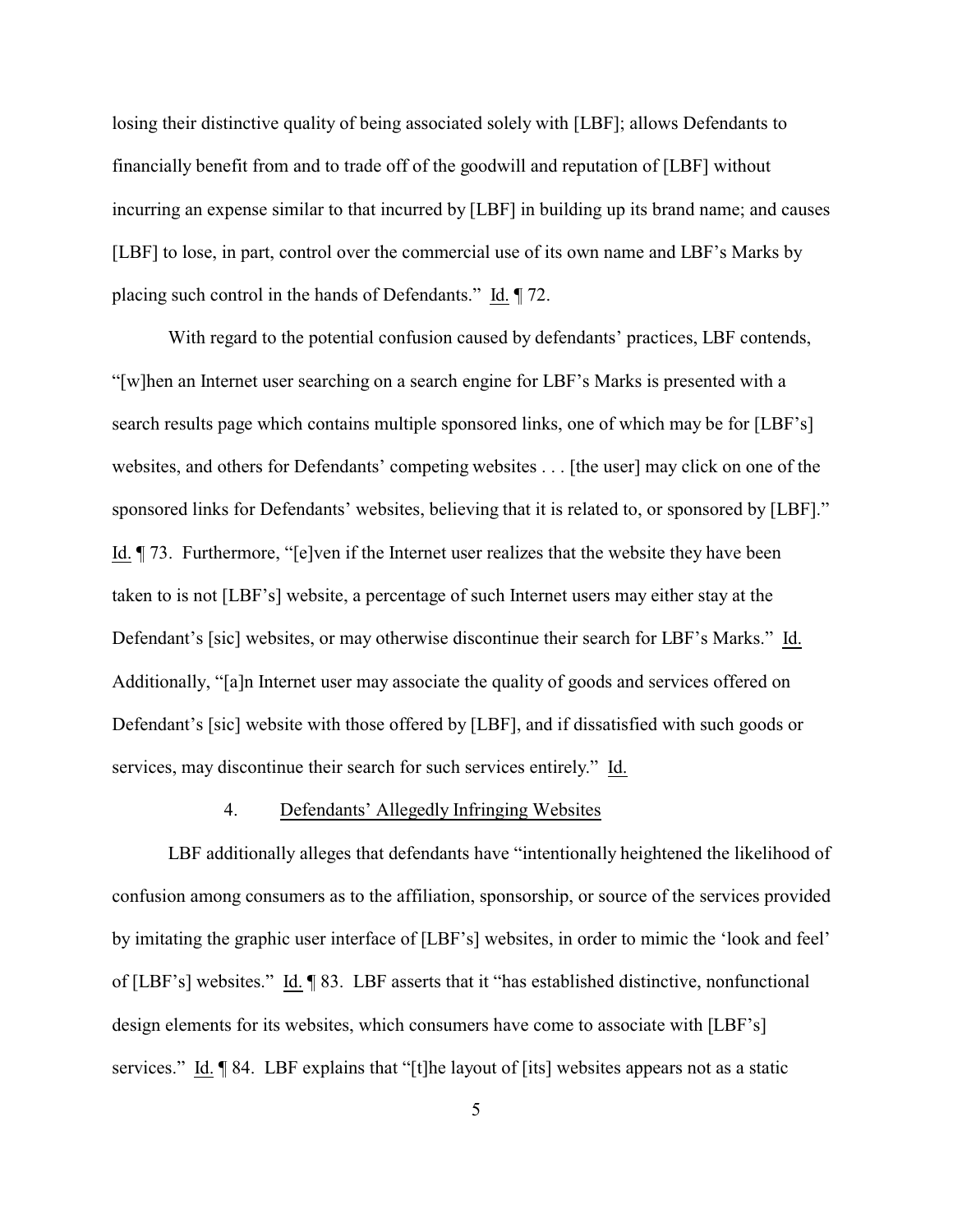losing their distinctive quality of being associated solely with [LBF]; allows Defendants to financially benefit from and to trade off of the goodwill and reputation of [LBF] without incurring an expense similar to that incurred by [LBF] in building up its brand name; and causes [LBF] to lose, in part, control over the commercial use of its own name and LBF's Marks by placing such control in the hands of Defendants." Id. ¶ 72.

With regard to the potential confusion caused by defendants' practices, LBF contends, "[w]hen an Internet user searching on a search engine for LBF's Marks is presented with a search results page which contains multiple sponsored links, one of which may be for [LBF's] websites, and others for Defendants' competing websites . . . [the user] may click on one of the sponsored links for Defendants' websites, believing that it is related to, or sponsored by [LBF]." Id. ¶ 73. Furthermore, "[e]ven if the Internet user realizes that the website they have been taken to is not [LBF's] website, a percentage of such Internet users may either stay at the Defendant's [sic] websites, or may otherwise discontinue their search for LBF's Marks." Id. Additionally, "[a]n Internet user may associate the quality of goods and services offered on Defendant's [sic] website with those offered by [LBF], and if dissatisfied with such goods or services, may discontinue their search for such services entirely." Id.

#### 4. Defendants' Allegedly Infringing Websites

LBF additionally alleges that defendants have "intentionally heightened the likelihood of confusion among consumers as to the affiliation, sponsorship, or source of the services provided by imitating the graphic user interface of [LBF's] websites, in order to mimic the 'look and feel' of [LBF's] websites." Id. ¶ 83. LBF asserts that it "has established distinctive, nonfunctional design elements for its websites, which consumers have come to associate with [LBF's] services." Id. ¶ 84. LBF explains that "[t]he layout of [its] websites appears not as a static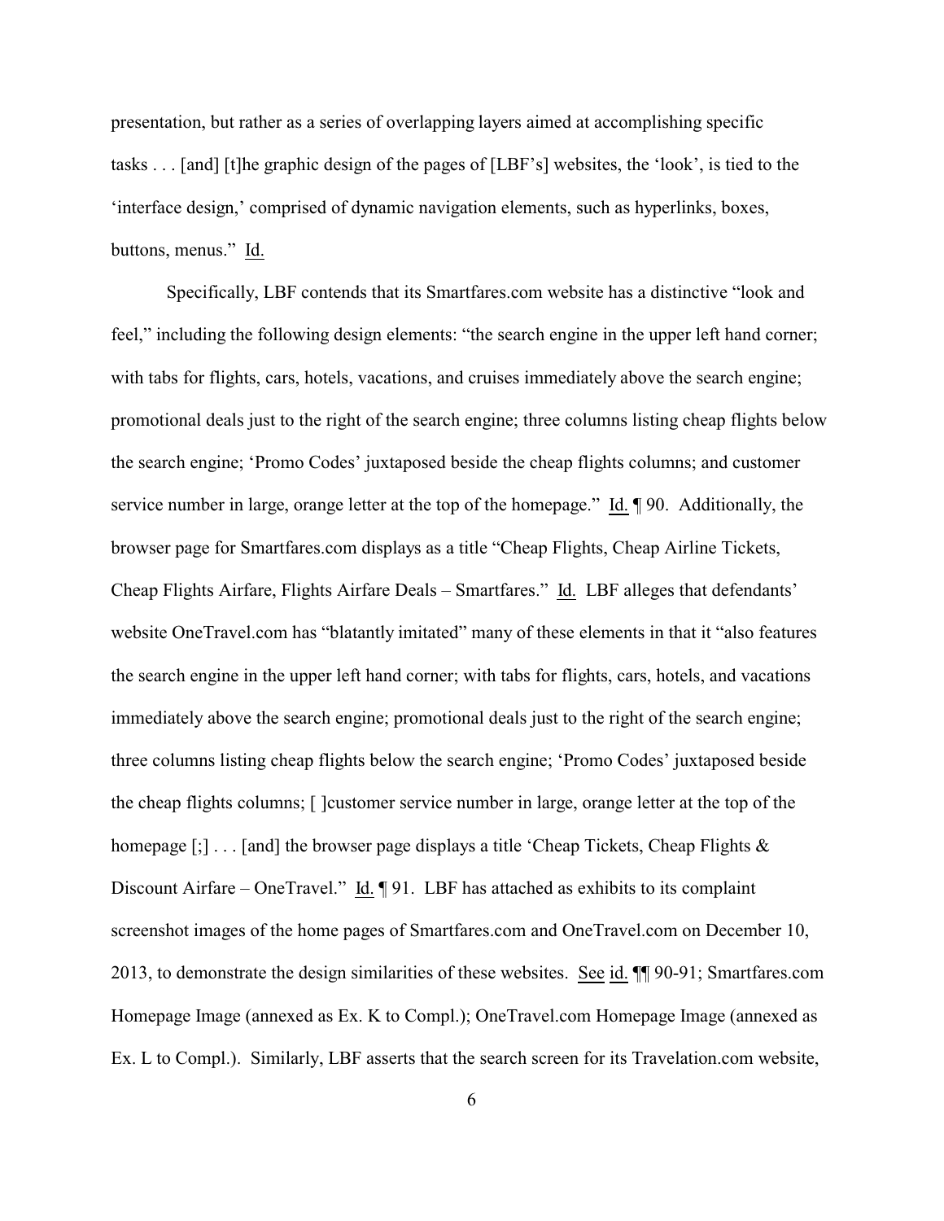presentation, but rather as a series of overlapping layers aimed at accomplishing specific tasks . . . [and] [t]he graphic design of the pages of [LBF's] websites, the 'look', is tied to the 'interface design,' comprised of dynamic navigation elements, such as hyperlinks, boxes, buttons, menus." Id.

Specifically, LBF contends that its Smartfares.com website has a distinctive "look and feel," including the following design elements: "the search engine in the upper left hand corner; with tabs for flights, cars, hotels, vacations, and cruises immediately above the search engine; promotional deals just to the right of the search engine; three columns listing cheap flights below the search engine; 'Promo Codes' juxtaposed beside the cheap flights columns; and customer service number in large, orange letter at the top of the homepage." Id. ¶ 90. Additionally, the browser page for Smartfares.com displays as a title "Cheap Flights, Cheap Airline Tickets, Cheap Flights Airfare, Flights Airfare Deals – Smartfares." Id. LBF alleges that defendants' website OneTravel.com has "blatantly imitated" many of these elements in that it "also features the search engine in the upper left hand corner; with tabs for flights, cars, hotels, and vacations immediately above the search engine; promotional deals just to the right of the search engine; three columns listing cheap flights below the search engine; 'Promo Codes' juxtaposed beside the cheap flights columns; [ ]customer service number in large, orange letter at the top of the homepage [;] . . . [and] the browser page displays a title 'Cheap Tickets, Cheap Flights & Discount Airfare – OneTravel." Id. ¶ 91. LBF has attached as exhibits to its complaint screenshot images of the home pages of Smartfares.com and OneTravel.com on December 10, 2013, to demonstrate the design similarities of these websites. See id. ¶¶ 90-91; Smartfares.com Homepage Image (annexed as Ex. K to Compl.); OneTravel.com Homepage Image (annexed as Ex. L to Compl.). Similarly, LBF asserts that the search screen for its Travelation.com website,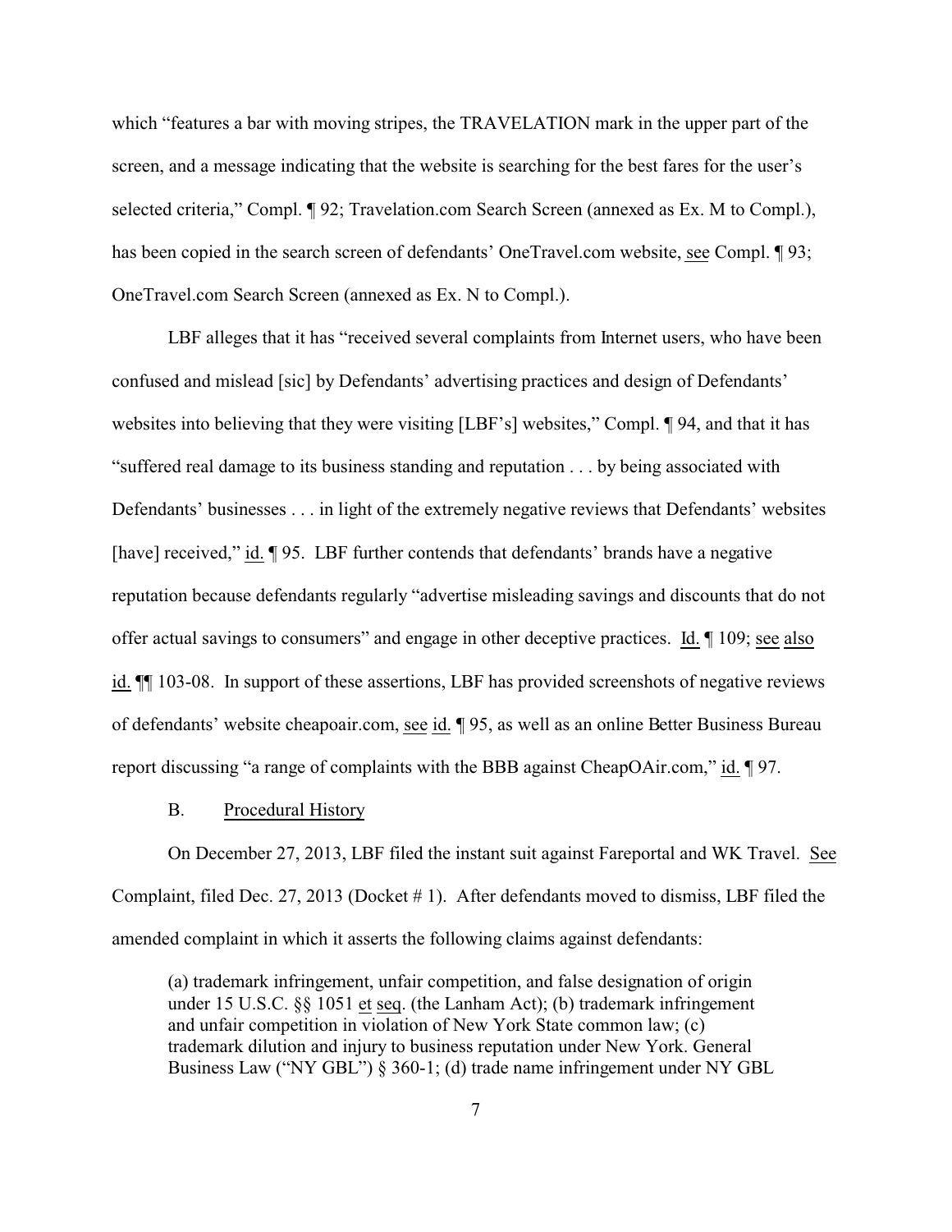which "features a bar with moving stripes, the TRAVELATION mark in the upper part of the screen, and a message indicating that the website is searching for the best fares for the user's selected criteria," Compl. ¶ 92; Travelation.com Search Screen (annexed as Ex. M to Compl.), has been copied in the search screen of defendants' OneTravel.com website, see Compl. ¶ 93; OneTravel.com Search Screen (annexed as Ex. N to Compl.).

LBF alleges that it has "received several complaints from Internet users, who have been confused and mislead [sic] by Defendants' advertising practices and design of Defendants' websites into believing that they were visiting [LBF's] websites," Compl. ¶ 94, and that it has "suffered real damage to its business standing and reputation . . . by being associated with Defendants' businesses . . . in light of the extremely negative reviews that Defendants' websites [have] received," id. ¶ 95. LBF further contends that defendants' brands have a negative reputation because defendants regularly "advertise misleading savings and discounts that do not offer actual savings to consumers" and engage in other deceptive practices. Id. ¶ 109; see also id. ¶¶ 103-08. In support of these assertions, LBF has provided screenshots of negative reviews of defendants' website cheapoair.com, see id. ¶ 95, as well as an online Better Business Bureau report discussing "a range of complaints with the BBB against CheapOAir.com," id. ¶ 97.

### B. Procedural History

On December 27, 2013, LBF filed the instant suit against Fareportal and WK Travel. See Complaint, filed Dec. 27, 2013 (Docket # 1). After defendants moved to dismiss, LBF filed the amended complaint in which it asserts the following claims against defendants:

> (a) trademark infringement, unfair competition, and false designation of origin under 15 U.S.C. §§ 1051 et seq. (the Lanham Act); (b) trademark infringement and unfair competition in violation of New York State common law; (c) trademark dilution and injury to business reputation under New York. General Business Law ("NY GBL") § 360-1; (d) trade name infringement under NY GBL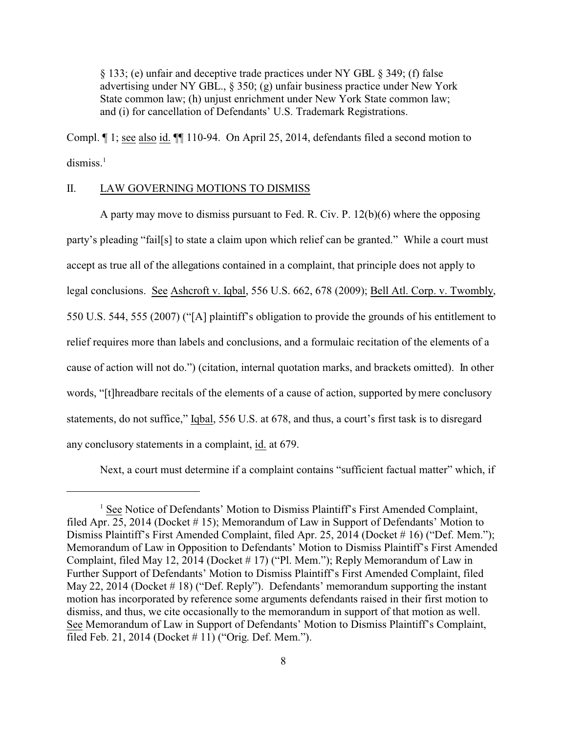§ 133; (e) unfair and deceptive trade practices under NY GBL § 349; (f) false advertising under NY GBL., § 350; (g) unfair business practice under New York State common law; (h) unjust enrichment under New York State common law; and (i) for cancellation of Defendants' U.S. Trademark Registrations.

Compl. ¶ 1; see also id. ¶¶ 110-94. On April 25, 2014, defendants filed a second motion to dismiss.[1]

## II. LAW GOVERNING MOTIONS TO DISMISS

A party may move to dismiss pursuant to Fed. R. Civ. P. 12(b)(6) where the opposing party's pleading "fail[s] to state a claim upon which relief can be granted." While a court must accept as true all of the allegations contained in a complaint, that principle does not apply to legal conclusions. See Ashcroft v. Iqbal, 556 U.S. 662, 678 (2009); Bell Atl. Corp. v. Twombly, 550 U.S. 544, 555 (2007) ("[A] plaintiff's obligation to provide the grounds of his entitlement to relief requires more than labels and conclusions, and a formulaic recitation of the elements of a cause of action will not do.") (citation, internal quotation marks, and brackets omitted). In other words, "[t]hreadbare recitals of the elements of a cause of action, supported by mere conclusory statements, do not suffice," Iqbal, 556 U.S. at 678, and thus, a court's first task is to disregard any conclusory statements in a complaint, id. at 679.

Next, a court must determine if a complaint contains "sufficient factual matter" which, if

---

[1] See Notice of Defendants' Motion to Dismiss Plaintiff's First Amended Complaint, filed Apr. 25, 2014 (Docket # 15); Memorandum of Law in Support of Defendants' Motion to Dismiss Plaintiff's First Amended Complaint, filed Apr. 25, 2014 (Docket # 16) ("Def. Mem."); Memorandum of Law in Opposition to Defendants' Motion to Dismiss Plaintiff's First Amended Complaint, filed May 12, 2014 (Docket # 17) ("Pl. Mem."); Reply Memorandum of Law in Further Support of Defendants' Motion to Dismiss Plaintiff's First Amended Complaint, filed May 22, 2014 (Docket # 18) ("Def. Reply"). Defendants' memorandum supporting the instant motion has incorporated by reference some arguments defendants raised in their first motion to dismiss, and thus, we cite occasionally to the memorandum in support of that motion as well. See Memorandum of Law in Support of Defendants' Motion to Dismiss Plaintiff's Complaint, filed Feb. 21, 2014 (Docket # 11) ("Orig. Def. Mem.").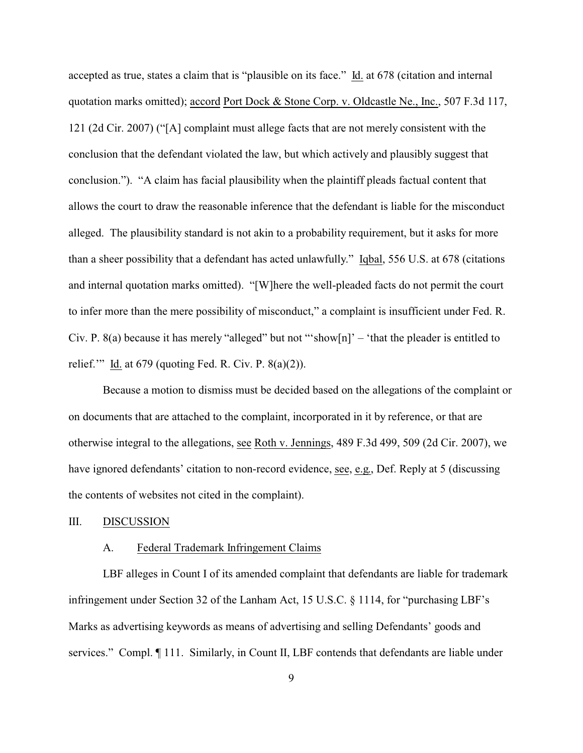accepted as true, states a claim that is "plausible on its face." Id. at 678 (citation and internal quotation marks omitted); accord Port Dock & Stone Corp. v. Oldcastle Ne., Inc., 507 F.3d 117, 121 (2d Cir. 2007) ("[A] complaint must allege facts that are not merely consistent with the conclusion that the defendant violated the law, but which actively and plausibly suggest that conclusion."). "A claim has facial plausibility when the plaintiff pleads factual content that allows the court to draw the reasonable inference that the defendant is liable for the misconduct alleged. The plausibility standard is not akin to a probability requirement, but it asks for more than a sheer possibility that a defendant has acted unlawfully." Iqbal, 556 U.S. at 678 (citations and internal quotation marks omitted). "[W]here the well-pleaded facts do not permit the court to infer more than the mere possibility of misconduct," a complaint is insufficient under Fed. R. Civ. P. 8(a) because it has merely "alleged" but not "'show[n]' – 'that the pleader is entitled to relief.'" Id. at 679 (quoting Fed. R. Civ. P. 8(a)(2)).

Because a motion to dismiss must be decided based on the allegations of the complaint or on documents that are attached to the complaint, incorporated in it by reference, or that are otherwise integral to the allegations, see Roth v. Jennings, 489 F.3d 499, 509 (2d Cir. 2007), we have ignored defendants' citation to non-record evidence, see, e.g., Def. Reply at 5 (discussing the contents of websites not cited in the complaint).

## III. DISCUSSION

### A. Federal Trademark Infringement Claims

LBF alleges in Count I of its amended complaint that defendants are liable for trademark infringement under Section 32 of the Lanham Act, 15 U.S.C. § 1114, for "purchasing LBF's Marks as advertising keywords as means of advertising and selling Defendants' goods and services." Compl. ¶ 111. Similarly, in Count II, LBF contends that defendants are liable under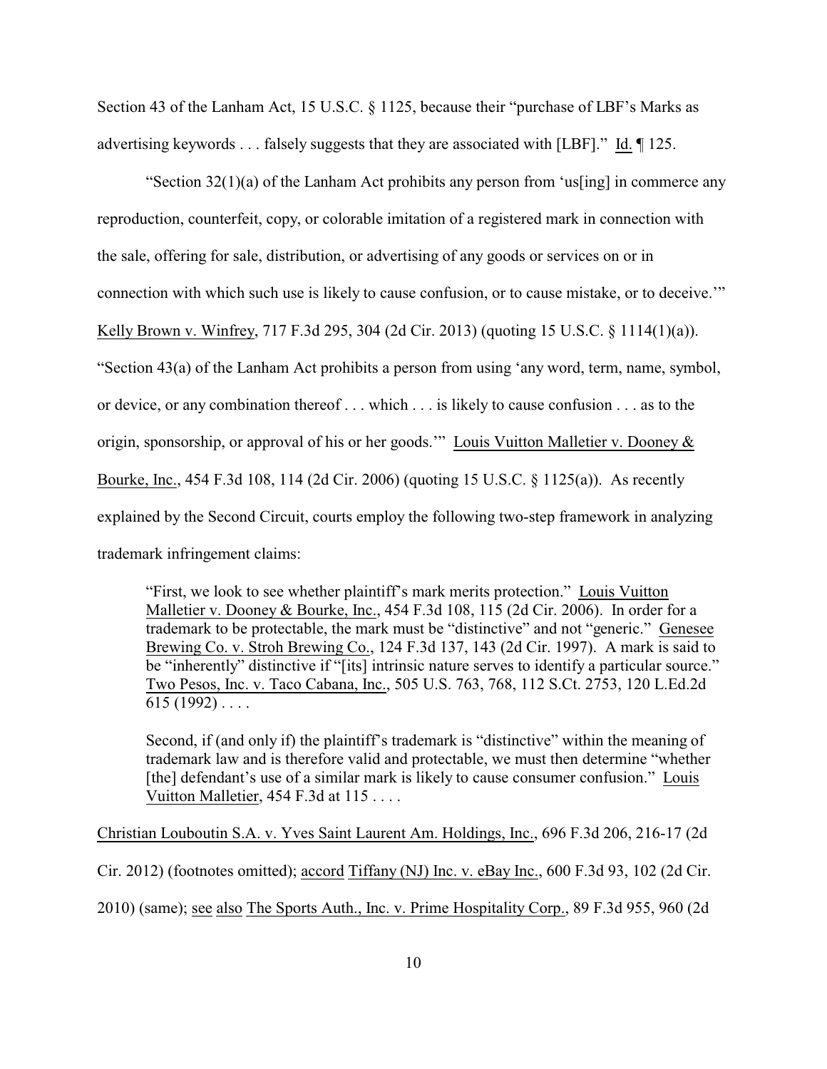Section 43 of the Lanham Act, 15 U.S.C. § 1125, because their "purchase of LBF's Marks as advertising keywords . . . falsely suggests that they are associated with [LBF]." Id. ¶ 125.

"Section 32(1)(a) of the Lanham Act prohibits any person from 'us[ing] in commerce any reproduction, counterfeit, copy, or colorable imitation of a registered mark in connection with the sale, offering for sale, distribution, or advertising of any goods or services on or in connection with which such use is likely to cause confusion, or to cause mistake, or to deceive.'" Kelly Brown v. Winfrey, 717 F.3d 295, 304 (2d Cir. 2013) (quoting 15 U.S.C. § 1114(1)(a)). "Section 43(a) of the Lanham Act prohibits a person from using 'any word, term, name, symbol, or device, or any combination thereof . . . which . . . is likely to cause confusion . . . as to the origin, sponsorship, or approval of his or her goods.'" Louis Vuitton Malletier v. Dooney & Bourke, Inc., 454 F.3d 108, 114 (2d Cir. 2006) (quoting 15 U.S.C. § 1125(a)). As recently explained by the Second Circuit, courts employ the following two-step framework in analyzing trademark infringement claims:

> "First, we look to see whether plaintiff's mark merits protection." Louis Vuitton Malletier v. Dooney & Bourke, Inc., 454 F.3d 108, 115 (2d Cir. 2006). In order for a trademark to be protectable, the mark must be "distinctive" and not "generic." Genesee Brewing Co. v. Stroh Brewing Co., 124 F.3d 137, 143 (2d Cir. 1997). A mark is said to be "inherently" distinctive if "[its] intrinsic nature serves to identify a particular source." Two Pesos, Inc. v. Taco Cabana, Inc., 505 U.S. 763, 768, 112 S.Ct. 2753, 120 L.Ed.2d 615 (1992) . . . .
>
> Second, if (and only if) the plaintiff's trademark is "distinctive" within the meaning of trademark law and is therefore valid and protectable, we must then determine "whether [the] defendant's use of a similar mark is likely to cause consumer confusion." Louis Vuitton Malletier, 454 F.3d at 115 . . . .

Christian Louboutin S.A. v. Yves Saint Laurent Am. Holdings, Inc., 696 F.3d 206, 216-17 (2d Cir. 2012) (footnotes omitted); accord Tiffany (NJ) Inc. v. eBay Inc., 600 F.3d 93, 102 (2d Cir. 2010) (same); see also The Sports Auth., Inc. v. Prime Hospitality Corp., 89 F.3d 955, 960 (2d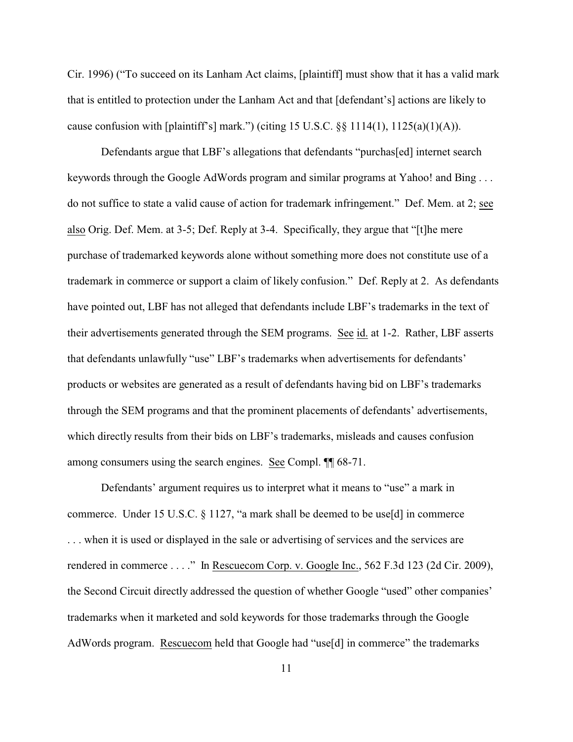Cir. 1996) ("To succeed on its Lanham Act claims, [plaintiff] must show that it has a valid mark that is entitled to protection under the Lanham Act and that [defendant's] actions are likely to cause confusion with [plaintiff's] mark.") (citing 15 U.S.C. §§ 1114(1), 1125(a)(1)(A)).

Defendants argue that LBF's allegations that defendants "purchas[ed] internet search keywords through the Google AdWords program and similar programs at Yahoo! and Bing . . . do not suffice to state a valid cause of action for trademark infringement." Def. Mem. at 2; see also Orig. Def. Mem. at 3-5; Def. Reply at 3-4. Specifically, they argue that "[t]he mere purchase of trademarked keywords alone without something more does not constitute use of a trademark in commerce or support a claim of likely confusion." Def. Reply at 2. As defendants have pointed out, LBF has not alleged that defendants include LBF's trademarks in the text of their advertisements generated through the SEM programs. See id. at 1-2. Rather, LBF asserts that defendants unlawfully "use" LBF's trademarks when advertisements for defendants' products or websites are generated as a result of defendants having bid on LBF's trademarks through the SEM programs and that the prominent placements of defendants' advertisements, which directly results from their bids on LBF's trademarks, misleads and causes confusion among consumers using the search engines. See Compl. ¶¶ 68-71.

Defendants' argument requires us to interpret what it means to "use" a mark in commerce. Under 15 U.S.C. § 1127, "a mark shall be deemed to be use[d] in commerce . . . when it is used or displayed in the sale or advertising of services and the services are rendered in commerce . . . ." In Rescuecom Corp. v. Google Inc., 562 F.3d 123 (2d Cir. 2009), the Second Circuit directly addressed the question of whether Google "used" other companies' trademarks when it marketed and sold keywords for those trademarks through the Google AdWords program. Rescuecom held that Google had "use[d] in commerce" the trademarks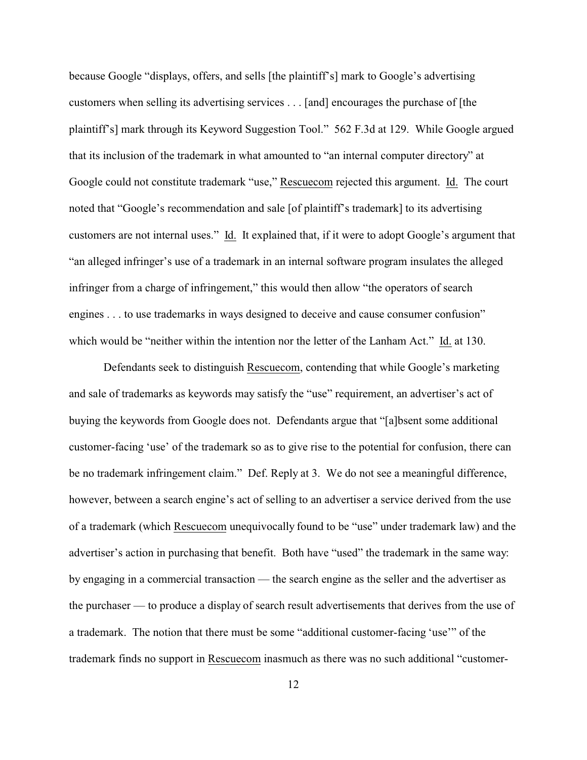because Google "displays, offers, and sells [the plaintiff's] mark to Google's advertising customers when selling its advertising services . . . [and] encourages the purchase of [the plaintiff's] mark through its Keyword Suggestion Tool." 562 F.3d at 129. While Google argued that its inclusion of the trademark in what amounted to "an internal computer directory" at Google could not constitute trademark "use," Rescuecom rejected this argument. Id. The court noted that "Google's recommendation and sale [of plaintiff's trademark] to its advertising customers are not internal uses." Id. It explained that, if it were to adopt Google's argument that "an alleged infringer's use of a trademark in an internal software program insulates the alleged infringer from a charge of infringement," this would then allow "the operators of search engines . . . to use trademarks in ways designed to deceive and cause consumer confusion" which would be "neither within the intention nor the letter of the Lanham Act." Id. at 130.

Defendants seek to distinguish Rescuecom, contending that while Google's marketing and sale of trademarks as keywords may satisfy the "use" requirement, an advertiser's act of buying the keywords from Google does not. Defendants argue that "[a]bsent some additional customer-facing 'use' of the trademark so as to give rise to the potential for confusion, there can be no trademark infringement claim." Def. Reply at 3. We do not see a meaningful difference, however, between a search engine's act of selling to an advertiser a service derived from the use of a trademark (which Rescuecom unequivocally found to be "use" under trademark law) and the advertiser's action in purchasing that benefit. Both have "used" the trademark in the same way: by engaging in a commercial transaction — the search engine as the seller and the advertiser as the purchaser — to produce a display of search result advertisements that derives from the use of a trademark. The notion that there must be some "additional customer-facing 'use'" of the trademark finds no support in Rescuecom inasmuch as there was no such additional "customer-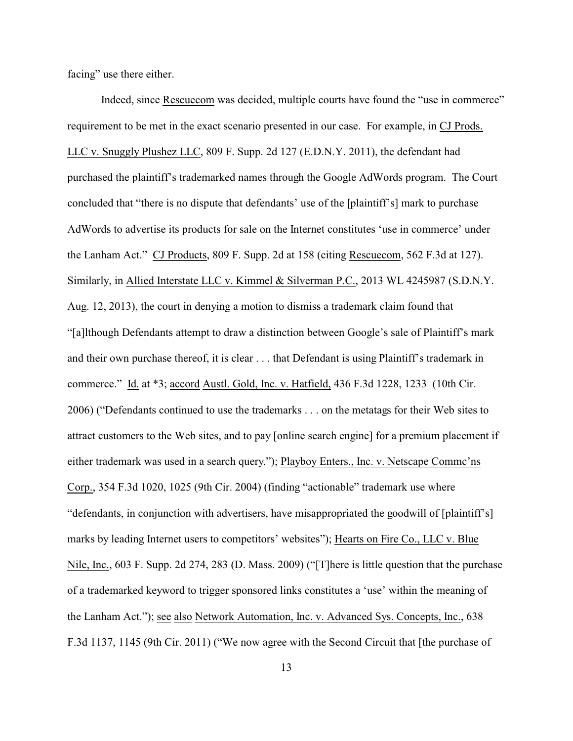facing" use there either.

Indeed, since Rescuecom was decided, multiple courts have found the "use in commerce" requirement to be met in the exact scenario presented in our case. For example, in CJ Prods. LLC v. Snuggly Plushez LLC, 809 F. Supp. 2d 127 (E.D.N.Y. 2011), the defendant had purchased the plaintiff's trademarked names through the Google AdWords program. The Court concluded that "there is no dispute that defendants' use of the [plaintiff's] mark to purchase AdWords to advertise its products for sale on the Internet constitutes 'use in commerce' under the Lanham Act." CJ Products, 809 F. Supp. 2d at 158 (citing Rescuecom, 562 F.3d at 127). Similarly, in Allied Interstate LLC v. Kimmel & Silverman P.C., 2013 WL 4245987 (S.D.N.Y. Aug. 12, 2013), the court in denying a motion to dismiss a trademark claim found that "[a]lthough Defendants attempt to draw a distinction between Google's sale of Plaintiff's mark and their own purchase thereof, it is clear . . . that Defendant is using Plaintiff's trademark in commerce." Id. at *3; accord Austl. Gold, Inc. v. Hatfield, 436 F.3d 1228, 1233 (10th Cir. 2006) ("Defendants continued to use the trademarks . . . on the metatags for their Web sites to attract customers to the Web sites, and to pay [online search engine] for a premium placement if either trademark was used in a search query."); Playboy Enters., Inc. v. Netscape Commc'ns Corp., 354 F.3d 1020, 1025 (9th Cir. 2004) (finding "actionable" trademark use where "defendants, in conjunction with advertisers, have misappropriated the goodwill of [plaintiff's] marks by leading Internet users to competitors' websites"); Hearts on Fire Co., LLC v. Blue Nile, Inc., 603 F. Supp. 2d 274, 283 (D. Mass. 2009) ("[T]here is little question that the purchase of a trademarked keyword to trigger sponsored links constitutes a 'use' within the meaning of the Lanham Act."); see also Network Automation, Inc. v. Advanced Sys. Concepts, Inc., 638 F.3d 1137, 1145 (9th Cir. 2011) ("We now agree with the Second Circuit that [the purchase of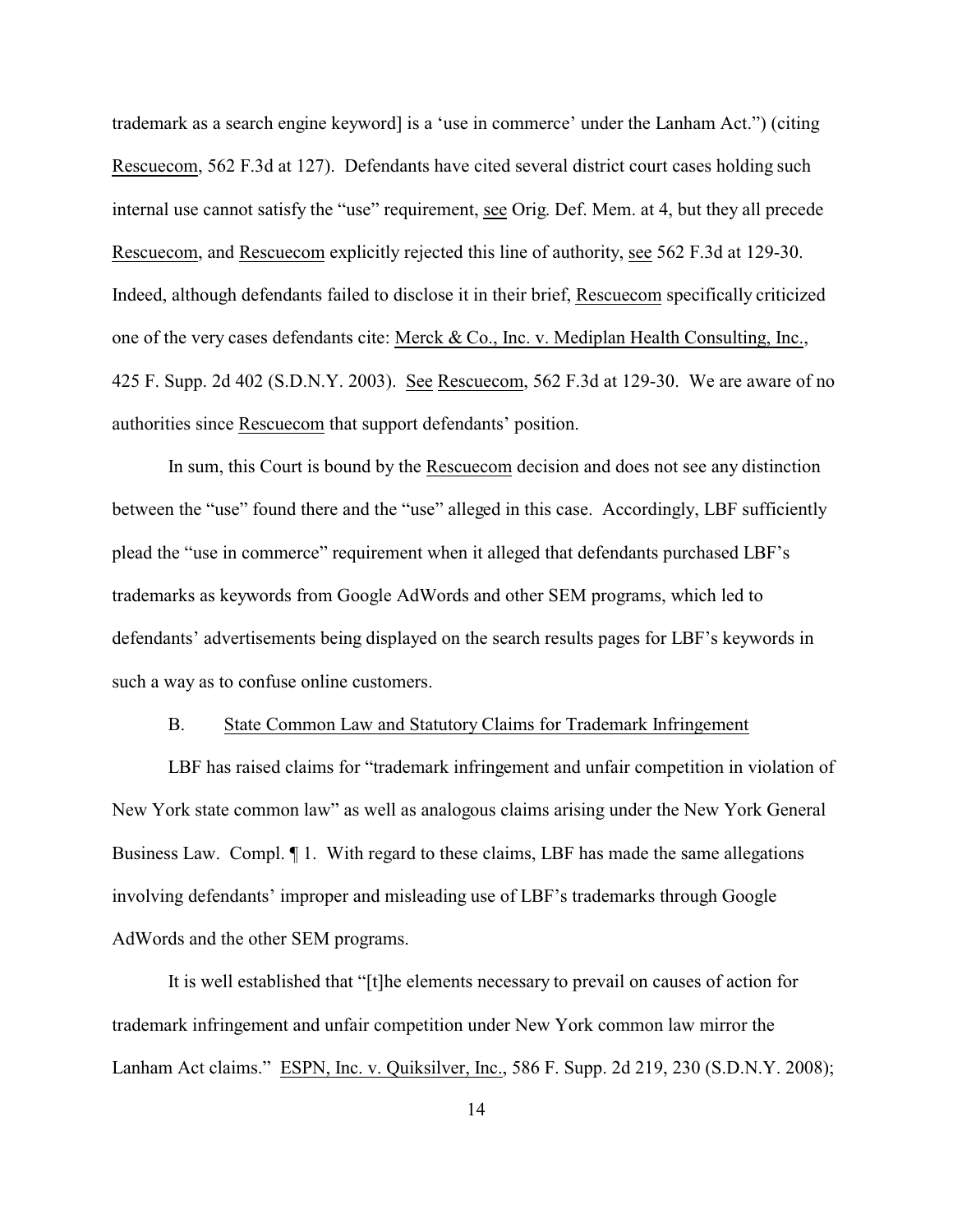trademark as a search engine keyword] is a 'use in commerce' under the Lanham Act.") (citing Rescuecom, 562 F.3d at 127). Defendants have cited several district court cases holding such internal use cannot satisfy the "use" requirement, see Orig. Def. Mem. at 4, but they all precede Rescuecom, and Rescuecom explicitly rejected this line of authority, see 562 F.3d at 129-30. Indeed, although defendants failed to disclose it in their brief, Rescuecom specifically criticized one of the very cases defendants cite: Merck & Co., Inc. v. Mediplan Health Consulting, Inc., 425 F. Supp. 2d 402 (S.D.N.Y. 2003). See Rescuecom, 562 F.3d at 129-30. We are aware of no authorities since Rescuecom that support defendants' position.

In sum, this Court is bound by the Rescuecom decision and does not see any distinction between the "use" found there and the "use" alleged in this case. Accordingly, LBF sufficiently plead the "use in commerce" requirement when it alleged that defendants purchased LBF's trademarks as keywords from Google AdWords and other SEM programs, which led to defendants' advertisements being displayed on the search results pages for LBF's keywords in such a way as to confuse online customers.

### B. State Common Law and Statutory Claims for Trademark Infringement

LBF has raised claims for "trademark infringement and unfair competition in violation of New York state common law" as well as analogous claims arising under the New York General Business Law. Compl. ¶ 1. With regard to these claims, LBF has made the same allegations involving defendants' improper and misleading use of LBF's trademarks through Google AdWords and the other SEM programs.

It is well established that "[t]he elements necessary to prevail on causes of action for trademark infringement and unfair competition under New York common law mirror the Lanham Act claims." ESPN, Inc. v. Quiksilver, Inc., 586 F. Supp. 2d 219, 230 (S.D.N.Y. 2008);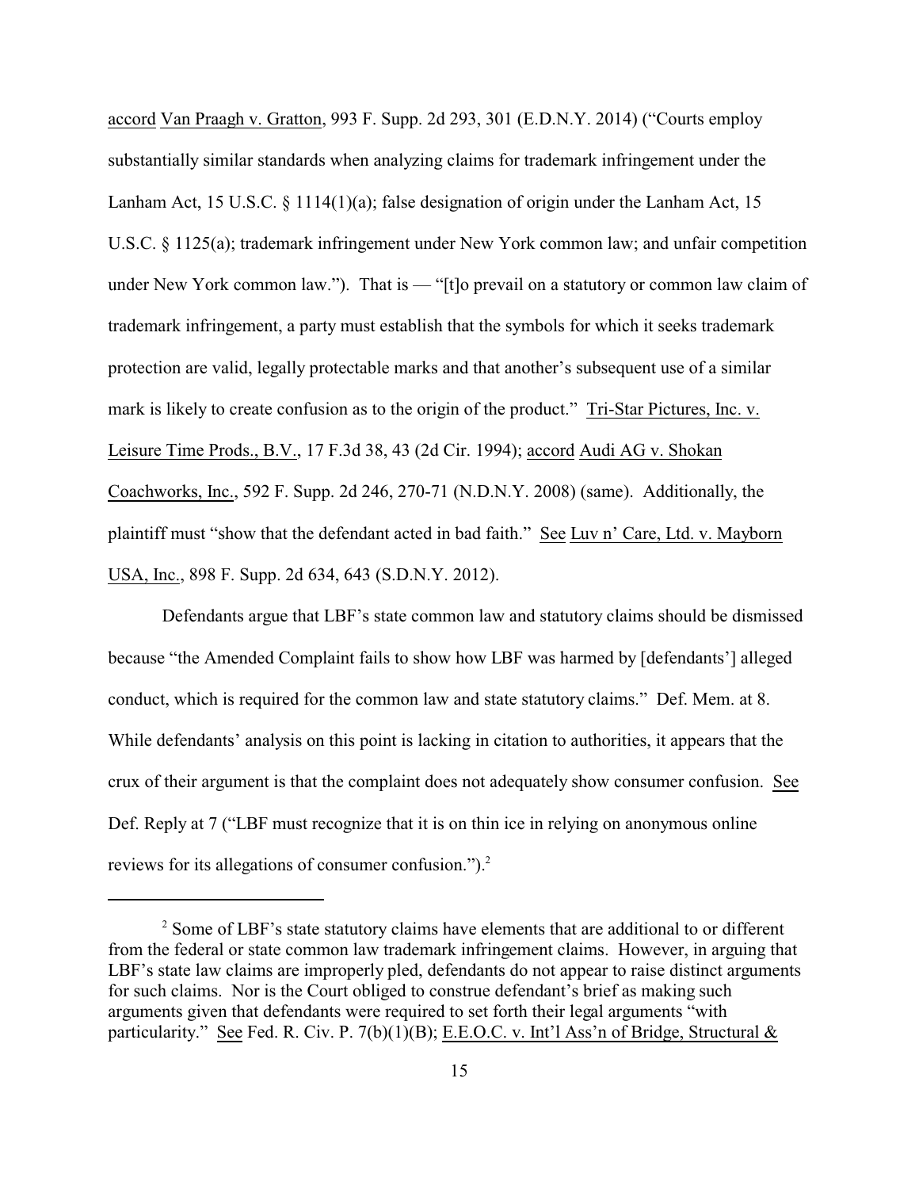accord Van Praagh v. Gratton, 993 F. Supp. 2d 293, 301 (E.D.N.Y. 2014) ("Courts employ substantially similar standards when analyzing claims for trademark infringement under the Lanham Act, 15 U.S.C. § 1114(1)(a); false designation of origin under the Lanham Act, 15 U.S.C. § 1125(a); trademark infringement under New York common law; and unfair competition under New York common law."). That is — "[t]o prevail on a statutory or common law claim of trademark infringement, a party must establish that the symbols for which it seeks trademark protection are valid, legally protectable marks and that another's subsequent use of a similar mark is likely to create confusion as to the origin of the product." Tri-Star Pictures, Inc. v. Leisure Time Prods., B.V., 17 F.3d 38, 43 (2d Cir. 1994); accord Audi AG v. Shokan Coachworks, Inc., 592 F. Supp. 2d 246, 270-71 (N.D.N.Y. 2008) (same). Additionally, the plaintiff must "show that the defendant acted in bad faith." See Luv n' Care, Ltd. v. Mayborn USA, Inc., 898 F. Supp. 2d 634, 643 (S.D.N.Y. 2012).

Defendants argue that LBF's state common law and statutory claims should be dismissed because "the Amended Complaint fails to show how LBF was harmed by [defendants'] alleged conduct, which is required for the common law and state statutory claims." Def. Mem. at 8. While defendants' analysis on this point is lacking in citation to authorities, it appears that the crux of their argument is that the complaint does not adequately show consumer confusion. See Def. Reply at 7 ("LBF must recognize that it is on thin ice in relying on anonymous online reviews for its allegations of consumer confusion.").[2]

[2] Some of LBF's state statutory claims have elements that are additional to or different from the federal or state common law trademark infringement claims. However, in arguing that LBF's state law claims are improperly pled, defendants do not appear to raise distinct arguments for such claims. Nor is the Court obliged to construe defendant's brief as making such arguments given that defendants were required to set forth their legal arguments "with particularity." See Fed. R. Civ. P. 7(b)(1)(B); E.E.O.C. v. Int'l Ass'n of Bridge, Structural &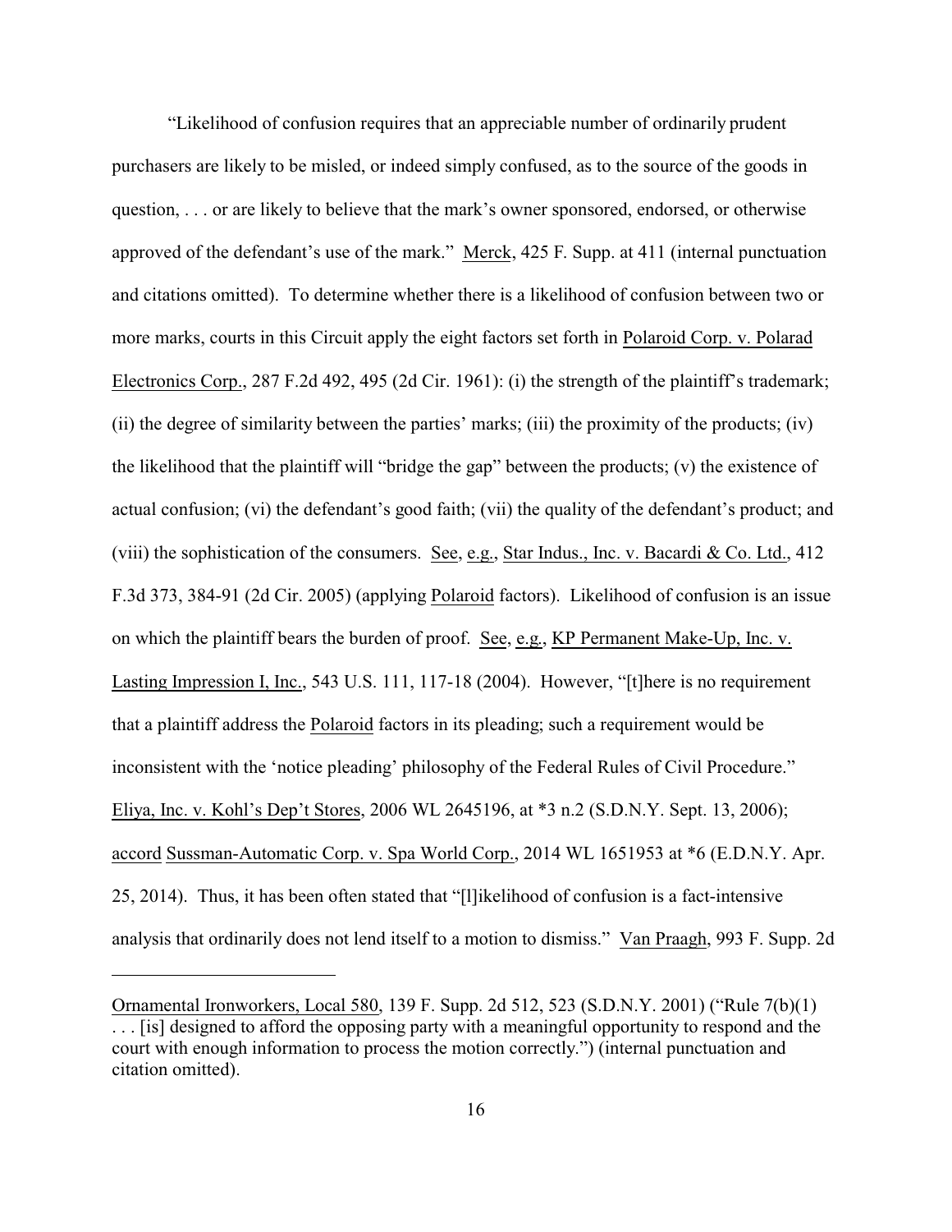"Likelihood of confusion requires that an appreciable number of ordinarily prudent purchasers are likely to be misled, or indeed simply confused, as to the source of the goods in question, . . . or are likely to believe that the mark's owner sponsored, endorsed, or otherwise approved of the defendant's use of the mark." Merck, 425 F. Supp. at 411 (internal punctuation and citations omitted). To determine whether there is a likelihood of confusion between two or more marks, courts in this Circuit apply the eight factors set forth in Polaroid Corp. v. Polarad Electronics Corp., 287 F.2d 492, 495 (2d Cir. 1961): (i) the strength of the plaintiff's trademark; (ii) the degree of similarity between the parties' marks; (iii) the proximity of the products; (iv) the likelihood that the plaintiff will "bridge the gap" between the products; (v) the existence of actual confusion; (vi) the defendant's good faith; (vii) the quality of the defendant's product; and (viii) the sophistication of the consumers. See, e.g., Star Indus., Inc. v. Bacardi & Co. Ltd., 412 F.3d 373, 384-91 (2d Cir. 2005) (applying Polaroid factors). Likelihood of confusion is an issue on which the plaintiff bears the burden of proof. See, e.g., KP Permanent Make-Up, Inc. v. Lasting Impression I, Inc., 543 U.S. 111, 117-18 (2004). However, "[t]here is no requirement that a plaintiff address the Polaroid factors in its pleading; such a requirement would be inconsistent with the 'notice pleading' philosophy of the Federal Rules of Civil Procedure." Eliya, Inc. v. Kohl's Dep't Stores, 2006 WL 2645196, at *3 n.2 (S.D.N.Y. Sept. 13, 2006); accord Sussman-Automatic Corp. v. Spa World Corp., 2014 WL 1651953 at *6 (E.D.N.Y. Apr. 25, 2014). Thus, it has been often stated that "[l]ikelihood of confusion is a fact-intensive analysis that ordinarily does not lend itself to a motion to dismiss." Van Praagh, 993 F. Supp. 2d

---

Ornamental Ironworkers, Local 580, 139 F. Supp. 2d 512, 523 (S.D.N.Y. 2001) ("Rule 7(b)(1) . . . [is] designed to afford the opposing party with a meaningful opportunity to respond and the court with enough information to process the motion correctly.") (internal punctuation and citation omitted).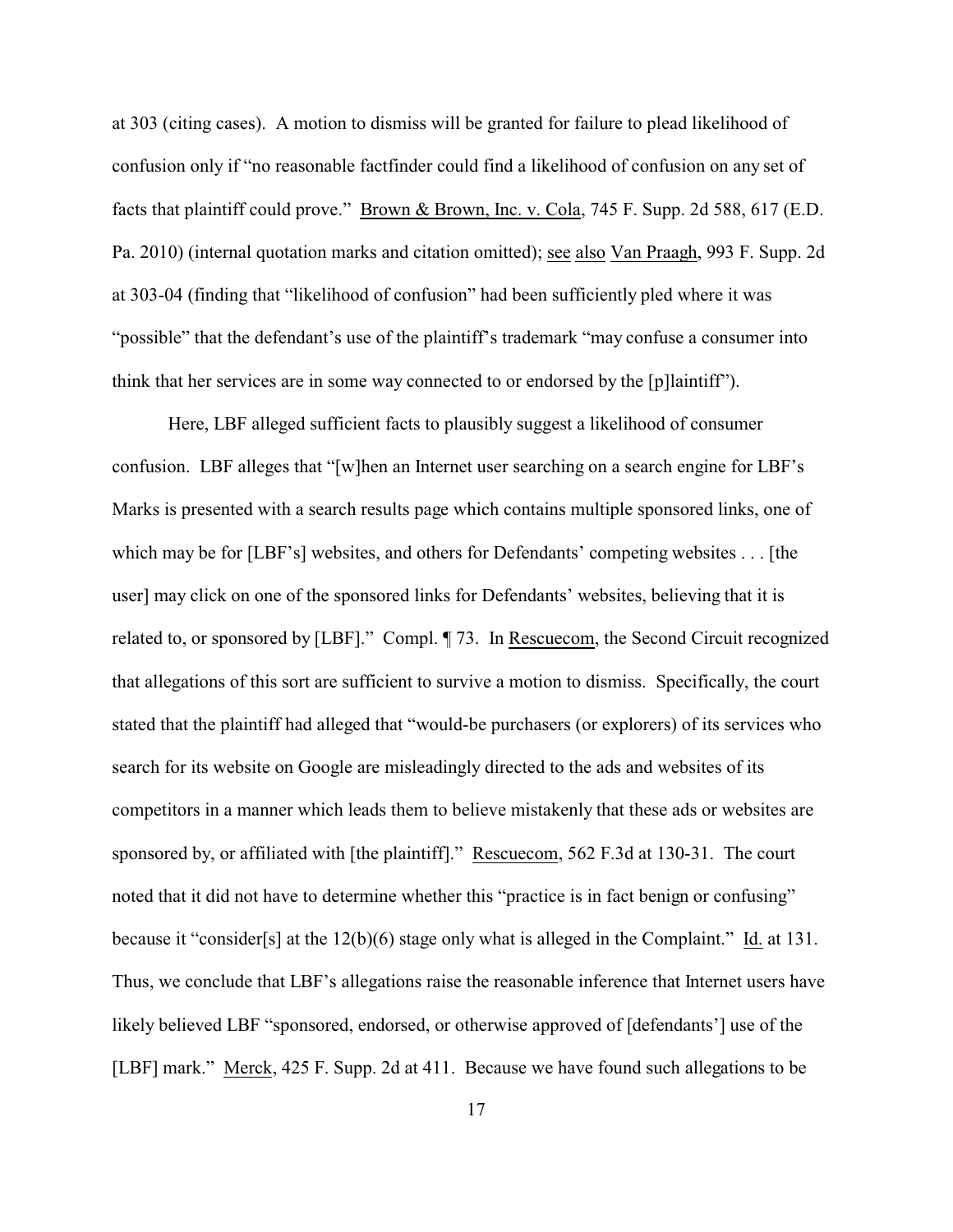at 303 (citing cases). A motion to dismiss will be granted for failure to plead likelihood of confusion only if "no reasonable factfinder could find a likelihood of confusion on any set of facts that plaintiff could prove." Brown & Brown, Inc. v. Cola, 745 F. Supp. 2d 588, 617 (E.D. Pa. 2010) (internal quotation marks and citation omitted); see also Van Praagh, 993 F. Supp. 2d at 303-04 (finding that "likelihood of confusion" had been sufficiently pled where it was "possible" that the defendant's use of the plaintiff's trademark "may confuse a consumer into think that her services are in some way connected to or endorsed by the [p]laintiff").

Here, LBF alleged sufficient facts to plausibly suggest a likelihood of consumer confusion. LBF alleges that "[w]hen an Internet user searching on a search engine for LBF's Marks is presented with a search results page which contains multiple sponsored links, one of which may be for [LBF's] websites, and others for Defendants' competing websites . . . [the user] may click on one of the sponsored links for Defendants' websites, believing that it is related to, or sponsored by [LBF]." Compl. ¶ 73. In Rescuecom, the Second Circuit recognized that allegations of this sort are sufficient to survive a motion to dismiss. Specifically, the court stated that the plaintiff had alleged that "would-be purchasers (or explorers) of its services who search for its website on Google are misleadingly directed to the ads and websites of its competitors in a manner which leads them to believe mistakenly that these ads or websites are sponsored by, or affiliated with [the plaintiff]." Rescuecom, 562 F.3d at 130-31. The court noted that it did not have to determine whether this "practice is in fact benign or confusing" because it "consider[s] at the 12(b)(6) stage only what is alleged in the Complaint." Id. at 131. Thus, we conclude that LBF's allegations raise the reasonable inference that Internet users have likely believed LBF "sponsored, endorsed, or otherwise approved of [defendants'] use of the [LBF] mark." Merck, 425 F. Supp. 2d at 411. Because we have found such allegations to be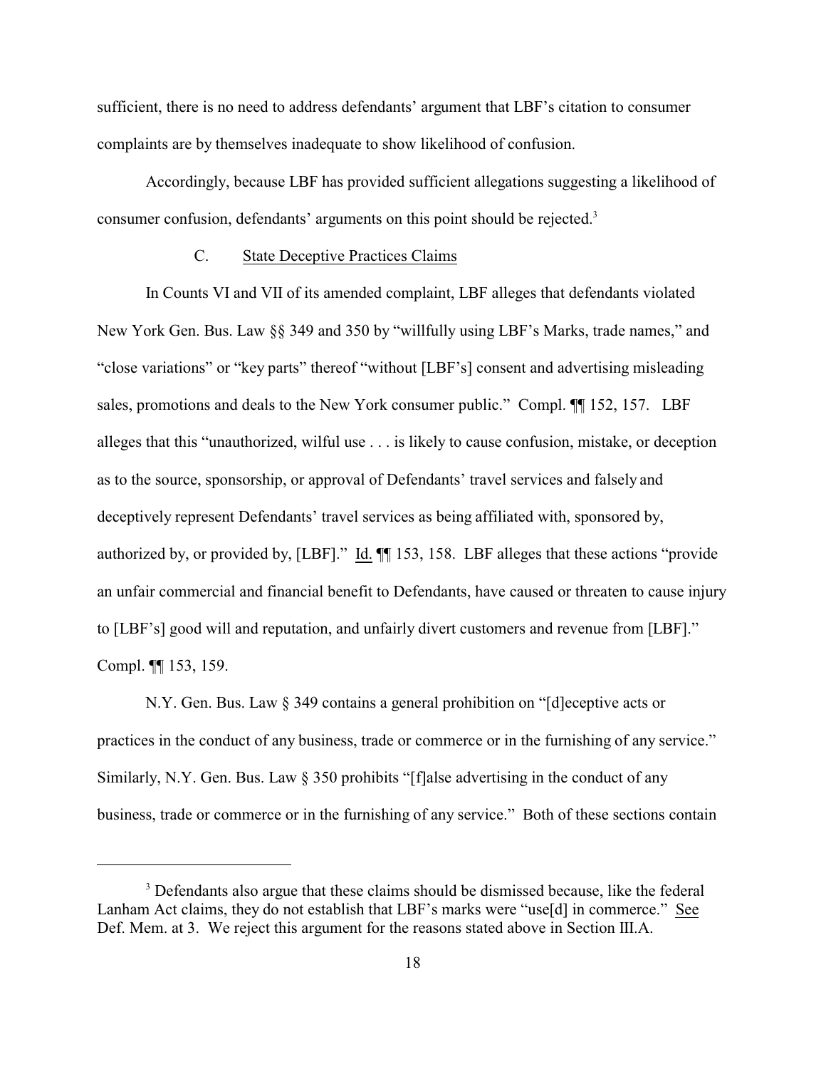sufficient, there is no need to address defendants' argument that LBF's citation to consumer complaints are by themselves inadequate to show likelihood of confusion.

Accordingly, because LBF has provided sufficient allegations suggesting a likelihood of consumer confusion, defendants' arguments on this point should be rejected.[3]

### C. State Deceptive Practices Claims

In Counts VI and VII of its amended complaint, LBF alleges that defendants violated New York Gen. Bus. Law §§ 349 and 350 by "willfully using LBF's Marks, trade names," and "close variations" or "key parts" thereof "without [LBF's] consent and advertising misleading sales, promotions and deals to the New York consumer public." Compl. ¶¶ 152, 157. LBF alleges that this "unauthorized, wilful use . . . is likely to cause confusion, mistake, or deception as to the source, sponsorship, or approval of Defendants' travel services and falsely and deceptively represent Defendants' travel services as being affiliated with, sponsored by, authorized by, or provided by, [LBF]." Id. ¶¶ 153, 158. LBF alleges that these actions "provide an unfair commercial and financial benefit to Defendants, have caused or threaten to cause injury to [LBF's] good will and reputation, and unfairly divert customers and revenue from [LBF]." Compl. ¶¶ 153, 159.

N.Y. Gen. Bus. Law § 349 contains a general prohibition on "[d]eceptive acts or practices in the conduct of any business, trade or commerce or in the furnishing of any service." Similarly, N.Y. Gen. Bus. Law § 350 prohibits "[f]alse advertising in the conduct of any business, trade or commerce or in the furnishing of any service." Both of these sections contain

---

[3] Defendants also argue that these claims should be dismissed because, like the federal Lanham Act claims, they do not establish that LBF's marks were "use[d] in commerce." See Def. Mem. at 3. We reject this argument for the reasons stated above in Section III.A.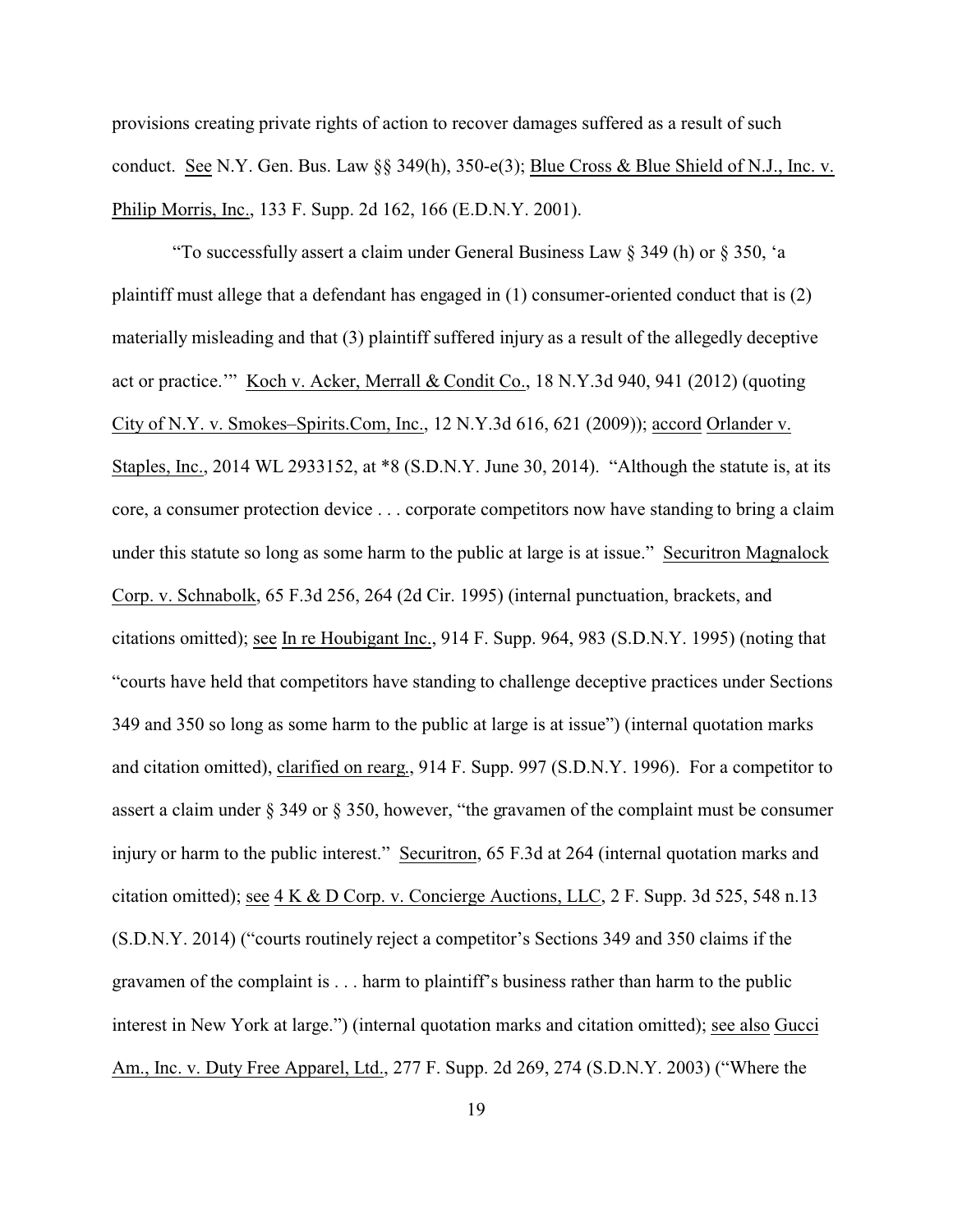provisions creating private rights of action to recover damages suffered as a result of such conduct. See N.Y. Gen. Bus. Law §§ 349(h), 350-e(3); Blue Cross & Blue Shield of N.J., Inc. v. Philip Morris, Inc., 133 F. Supp. 2d 162, 166 (E.D.N.Y. 2001).

"To successfully assert a claim under General Business Law § 349 (h) or § 350, 'a plaintiff must allege that a defendant has engaged in (1) consumer-oriented conduct that is (2) materially misleading and that (3) plaintiff suffered injury as a result of the allegedly deceptive act or practice.'" Koch v. Acker, Merrall & Condit Co., 18 N.Y.3d 940, 941 (2012) (quoting City of N.Y. v. Smokes–Spirits.Com, Inc., 12 N.Y.3d 616, 621 (2009)); accord Orlander v. Staples, Inc., 2014 WL 2933152, at *8 (S.D.N.Y. June 30, 2014). "Although the statute is, at its core, a consumer protection device . . . corporate competitors now have standing to bring a claim under this statute so long as some harm to the public at large is at issue." Securitron Magnalock Corp. v. Schnabolk, 65 F.3d 256, 264 (2d Cir. 1995) (internal punctuation, brackets, and citations omitted); see In re Houbigant Inc., 914 F. Supp. 964, 983 (S.D.N.Y. 1995) (noting that "courts have held that competitors have standing to challenge deceptive practices under Sections 349 and 350 so long as some harm to the public at large is at issue") (internal quotation marks and citation omitted), clarified on rearg., 914 F. Supp. 997 (S.D.N.Y. 1996). For a competitor to assert a claim under § 349 or § 350, however, "the gravamen of the complaint must be consumer injury or harm to the public interest." Securitron, 65 F.3d at 264 (internal quotation marks and citation omitted); see 4 K & D Corp. v. Concierge Auctions, LLC, 2 F. Supp. 3d 525, 548 n.13 (S.D.N.Y. 2014) ("courts routinely reject a competitor's Sections 349 and 350 claims if the gravamen of the complaint is . . . harm to plaintiff's business rather than harm to the public interest in New York at large.") (internal quotation marks and citation omitted); see also Gucci Am., Inc. v. Duty Free Apparel, Ltd., 277 F. Supp. 2d 269, 274 (S.D.N.Y. 2003) ("Where the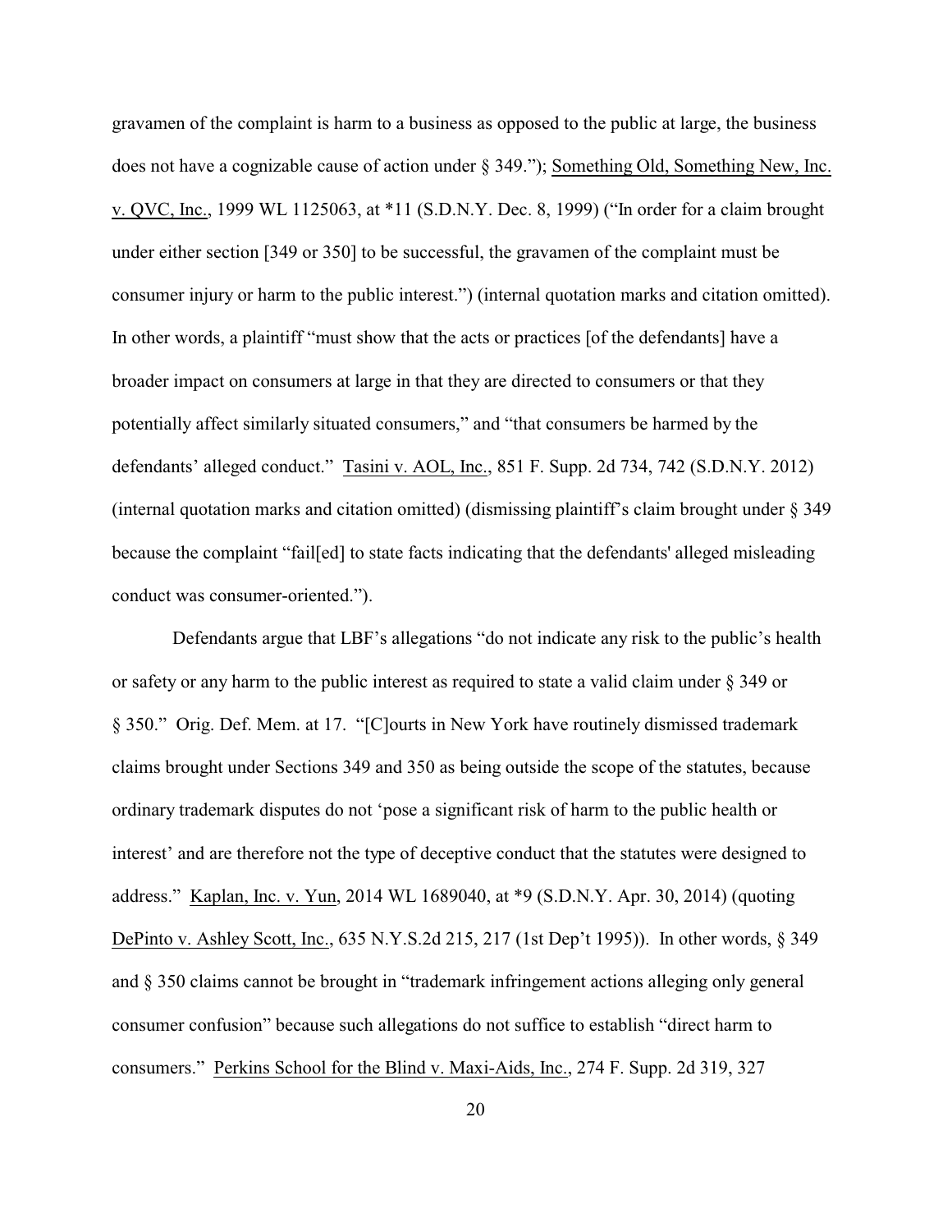gravamen of the complaint is harm to a business as opposed to the public at large, the business does not have a cognizable cause of action under § 349."); Something Old, Something New, Inc. v. QVC, Inc., 1999 WL 1125063, at *11 (S.D.N.Y. Dec. 8, 1999) ("In order for a claim brought under either section [349 or 350] to be successful, the gravamen of the complaint must be consumer injury or harm to the public interest.") (internal quotation marks and citation omitted). In other words, a plaintiff "must show that the acts or practices [of the defendants] have a broader impact on consumers at large in that they are directed to consumers or that they potentially affect similarly situated consumers," and "that consumers be harmed by the defendants' alleged conduct." Tasini v. AOL, Inc., 851 F. Supp. 2d 734, 742 (S.D.N.Y. 2012) (internal quotation marks and citation omitted) (dismissing plaintiff's claim brought under § 349 because the complaint "fail[ed] to state facts indicating that the defendants' alleged misleading conduct was consumer-oriented.").

Defendants argue that LBF's allegations "do not indicate any risk to the public's health or safety or any harm to the public interest as required to state a valid claim under § 349 or § 350." Orig. Def. Mem. at 17. "[C]ourts in New York have routinely dismissed trademark claims brought under Sections 349 and 350 as being outside the scope of the statutes, because ordinary trademark disputes do not 'pose a significant risk of harm to the public health or interest' and are therefore not the type of deceptive conduct that the statutes were designed to address." Kaplan, Inc. v. Yun, 2014 WL 1689040, at *9 (S.D.N.Y. Apr. 30, 2014) (quoting DePinto v. Ashley Scott, Inc., 635 N.Y.S.2d 215, 217 (1st Dep't 1995)). In other words, § 349 and § 350 claims cannot be brought in "trademark infringement actions alleging only general consumer confusion" because such allegations do not suffice to establish "direct harm to consumers." Perkins School for the Blind v. Maxi-Aids, Inc., 274 F. Supp. 2d 319, 327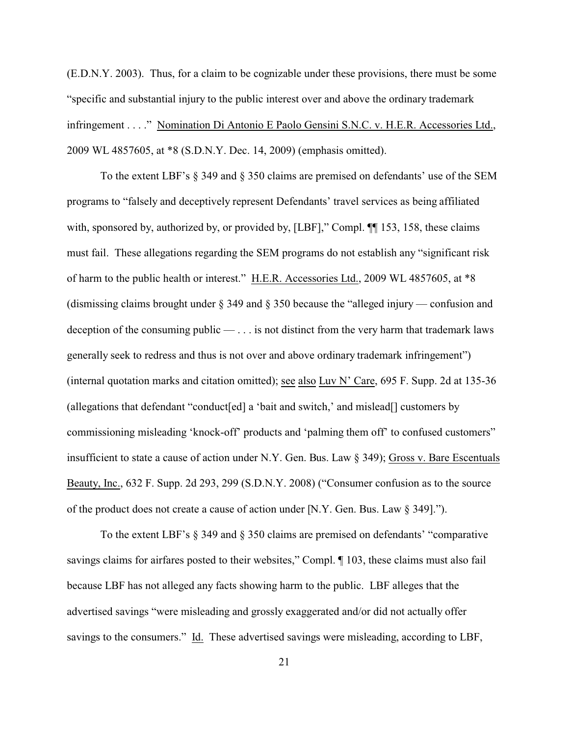(E.D.N.Y. 2003). Thus, for a claim to be cognizable under these provisions, there must be some "specific and substantial injury to the public interest over and above the ordinary trademark infringement . . . ." Nomination Di Antonio E Paolo Gensini S.N.C. v. H.E.R. Accessories Ltd., 2009 WL 4857605, at *8 (S.D.N.Y. Dec. 14, 2009) (emphasis omitted).

To the extent LBF's § 349 and § 350 claims are premised on defendants' use of the SEM programs to "falsely and deceptively represent Defendants' travel services as being affiliated with, sponsored by, authorized by, or provided by, [LBF]," Compl. ¶¶ 153, 158, these claims must fail. These allegations regarding the SEM programs do not establish any "significant risk of harm to the public health or interest." H.E.R. Accessories Ltd., 2009 WL 4857605, at *8 (dismissing claims brought under § 349 and § 350 because the "alleged injury — confusion and deception of the consuming public — . . . is not distinct from the very harm that trademark laws generally seek to redress and thus is not over and above ordinary trademark infringement") (internal quotation marks and citation omitted); see also Luv N' Care, 695 F. Supp. 2d at 135-36 (allegations that defendant "conduct[ed] a 'bait and switch,' and mislead[] customers by commissioning misleading 'knock-off' products and 'palming them off' to confused customers" insufficient to state a cause of action under N.Y. Gen. Bus. Law § 349); Gross v. Bare Escentuals Beauty, Inc., 632 F. Supp. 2d 293, 299 (S.D.N.Y. 2008) ("Consumer confusion as to the source of the product does not create a cause of action under [N.Y. Gen. Bus. Law § 349].").

To the extent LBF's § 349 and § 350 claims are premised on defendants' "comparative savings claims for airfares posted to their websites," Compl. ¶ 103, these claims must also fail because LBF has not alleged any facts showing harm to the public. LBF alleges that the advertised savings "were misleading and grossly exaggerated and/or did not actually offer savings to the consumers." Id. These advertised savings were misleading, according to LBF,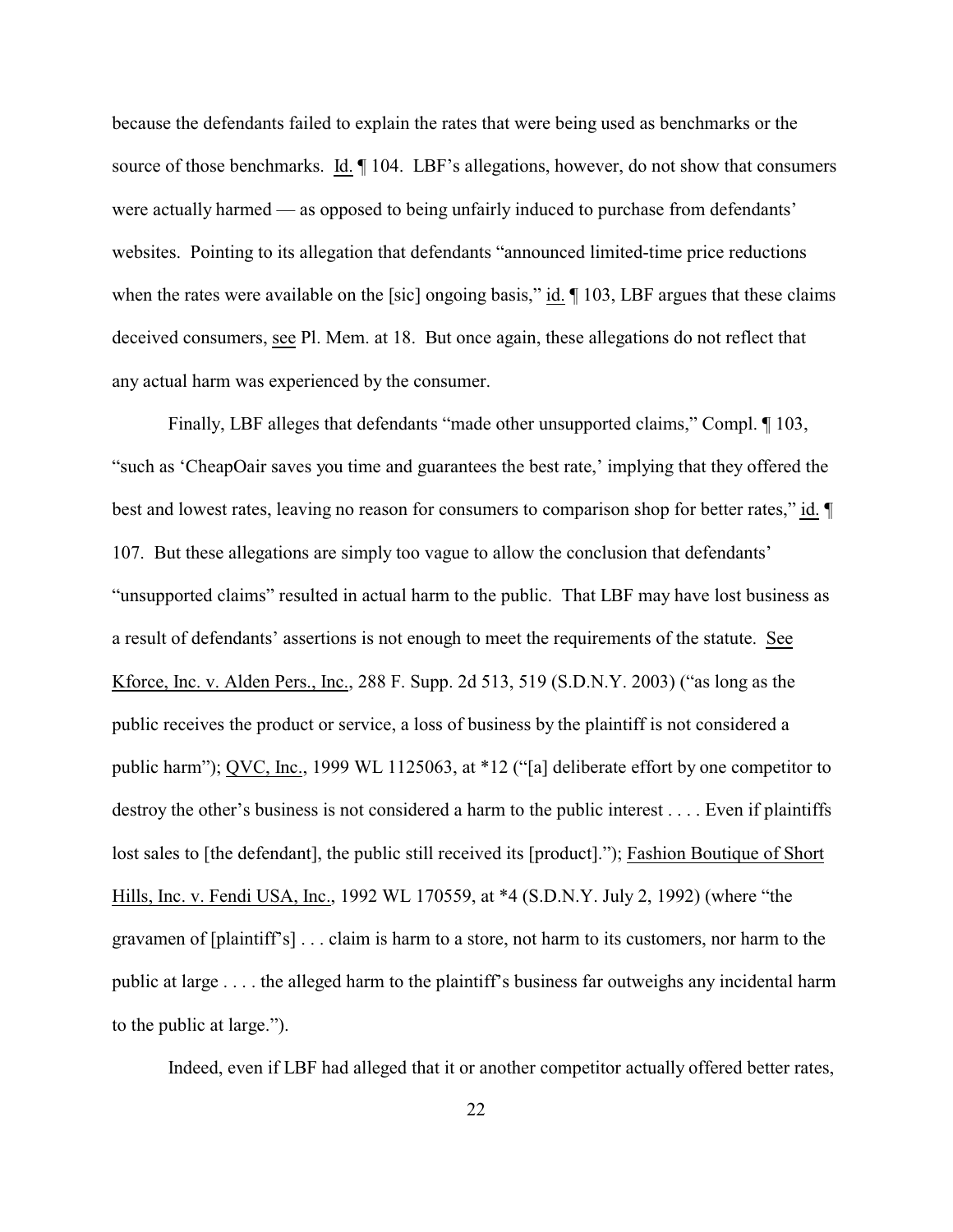because the defendants failed to explain the rates that were being used as benchmarks or the source of those benchmarks. Id. ¶ 104. LBF's allegations, however, do not show that consumers were actually harmed — as opposed to being unfairly induced to purchase from defendants' websites. Pointing to its allegation that defendants "announced limited-time price reductions when the rates were available on the [sic] ongoing basis," id. ¶ 103, LBF argues that these claims deceived consumers, see Pl. Mem. at 18. But once again, these allegations do not reflect that any actual harm was experienced by the consumer.

Finally, LBF alleges that defendants "made other unsupported claims," Compl. ¶ 103, "such as 'CheapOair saves you time and guarantees the best rate,' implying that they offered the best and lowest rates, leaving no reason for consumers to comparison shop for better rates," id. ¶ 107. But these allegations are simply too vague to allow the conclusion that defendants' "unsupported claims" resulted in actual harm to the public. That LBF may have lost business as a result of defendants' assertions is not enough to meet the requirements of the statute. See Kforce, Inc. v. Alden Pers., Inc., 288 F. Supp. 2d 513, 519 (S.D.N.Y. 2003) ("as long as the public receives the product or service, a loss of business by the plaintiff is not considered a public harm"); QVC, Inc., 1999 WL 1125063, at *12 ("[a] deliberate effort by one competitor to destroy the other's business is not considered a harm to the public interest . . . . Even if plaintiffs lost sales to [the defendant], the public still received its [product]."); Fashion Boutique of Short Hills, Inc. v. Fendi USA, Inc., 1992 WL 170559, at *4 (S.D.N.Y. July 2, 1992) (where "the gravamen of [plaintiff's] . . . claim is harm to a store, not harm to its customers, nor harm to the public at large . . . . the alleged harm to the plaintiff's business far outweighs any incidental harm to the public at large.").

Indeed, even if LBF had alleged that it or another competitor actually offered better rates,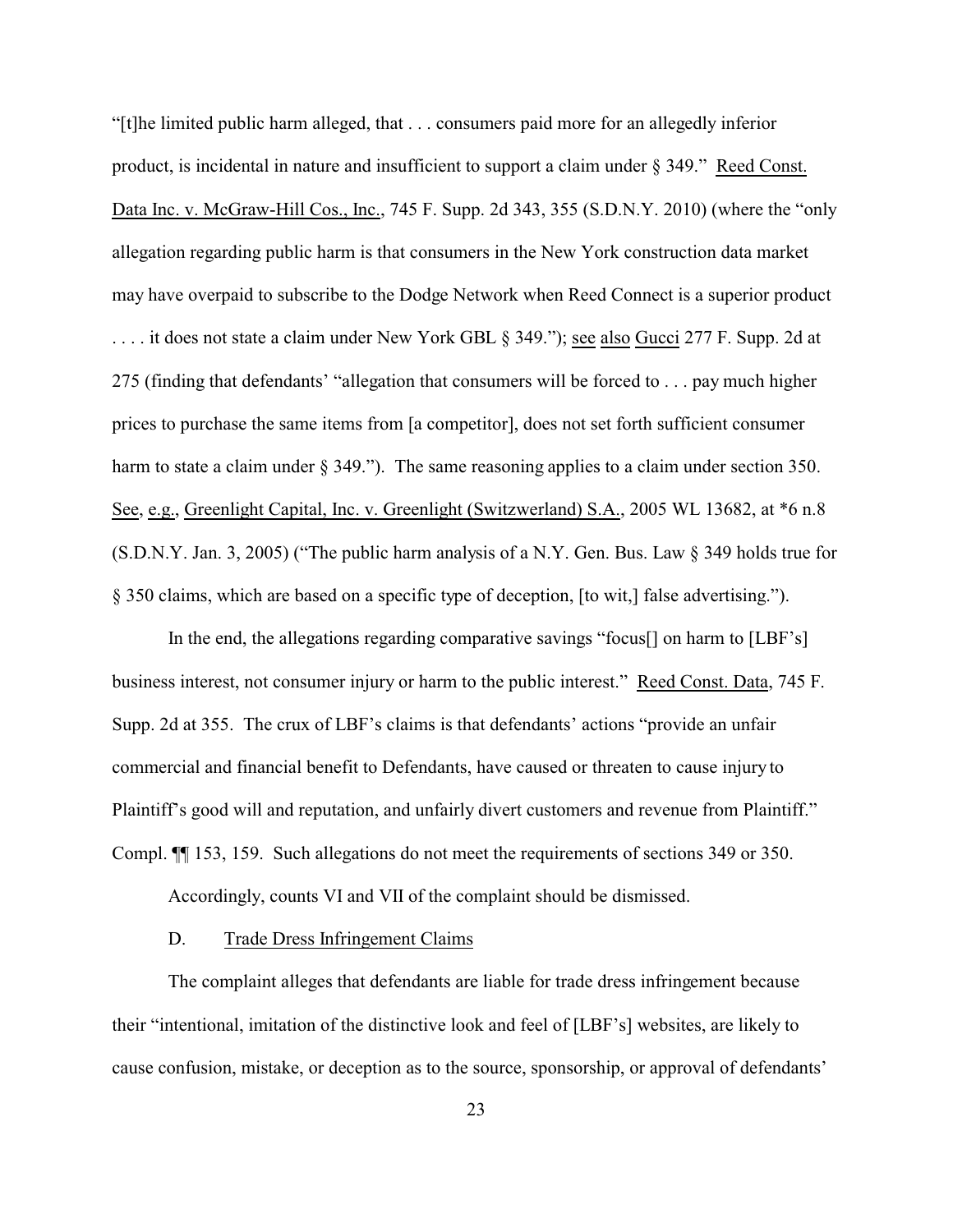"[t]he limited public harm alleged, that . . . consumers paid more for an allegedly inferior product, is incidental in nature and insufficient to support a claim under § 349." Reed Const. Data Inc. v. McGraw-Hill Cos., Inc., 745 F. Supp. 2d 343, 355 (S.D.N.Y. 2010) (where the "only allegation regarding public harm is that consumers in the New York construction data market may have overpaid to subscribe to the Dodge Network when Reed Connect is a superior product . . . . it does not state a claim under New York GBL § 349."); see also Gucci 277 F. Supp. 2d at 275 (finding that defendants' "allegation that consumers will be forced to . . . pay much higher prices to purchase the same items from [a competitor], does not set forth sufficient consumer harm to state a claim under § 349."). The same reasoning applies to a claim under section 350. See, e.g., Greenlight Capital, Inc. v. Greenlight (Switzerland) S.A., 2005 WL 13682, at *6 n.8 (S.D.N.Y. Jan. 3, 2005) ("The public harm analysis of a N.Y. Gen. Bus. Law § 349 holds true for § 350 claims, which are based on a specific type of deception, [to wit,] false advertising.").

In the end, the allegations regarding comparative savings "focus[] on harm to [LBF's] business interest, not consumer injury or harm to the public interest." Reed Const. Data, 745 F. Supp. 2d at 355. The crux of LBF's claims is that defendants' actions "provide an unfair commercial and financial benefit to Defendants, have caused or threaten to cause injury to Plaintiff's good will and reputation, and unfairly divert customers and revenue from Plaintiff." Compl. ¶¶ 153, 159. Such allegations do not meet the requirements of sections 349 or 350.

Accordingly, counts VI and VII of the complaint should be dismissed.

### D. Trade Dress Infringement Claims

The complaint alleges that defendants are liable for trade dress infringement because their "intentional, imitation of the distinctive look and feel of [LBF's] websites, are likely to cause confusion, mistake, or deception as to the source, sponsorship, or approval of defendants'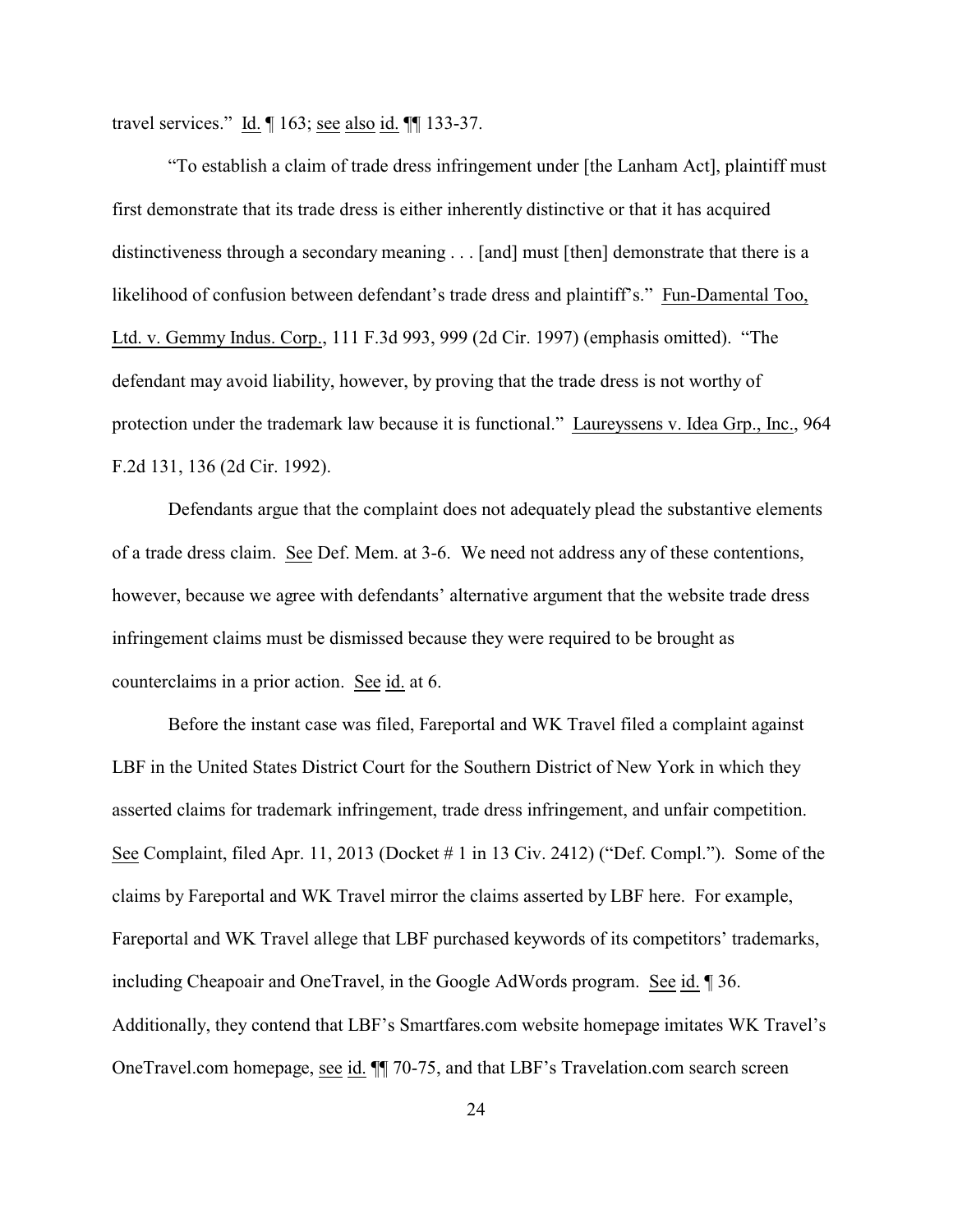travel services." Id. ¶ 163; see also id. ¶¶ 133-37.

"To establish a claim of trade dress infringement under [the Lanham Act], plaintiff must first demonstrate that its trade dress is either inherently distinctive or that it has acquired distinctiveness through a secondary meaning . . . [and] must [then] demonstrate that there is a likelihood of confusion between defendant's trade dress and plaintiff's." Fun-Damental Too, Ltd. v. Gemmy Indus. Corp., 111 F.3d 993, 999 (2d Cir. 1997) (emphasis omitted). "The defendant may avoid liability, however, by proving that the trade dress is not worthy of protection under the trademark law because it is functional." Laureyssens v. Idea Grp., Inc., 964 F.2d 131, 136 (2d Cir. 1992).

Defendants argue that the complaint does not adequately plead the substantive elements of a trade dress claim. See Def. Mem. at 3-6. We need not address any of these contentions, however, because we agree with defendants' alternative argument that the website trade dress infringement claims must be dismissed because they were required to be brought as counterclaims in a prior action. See id. at 6.

Before the instant case was filed, Fareportal and WK Travel filed a complaint against LBF in the United States District Court for the Southern District of New York in which they asserted claims for trademark infringement, trade dress infringement, and unfair competition. See Complaint, filed Apr. 11, 2013 (Docket # 1 in 13 Civ. 2412) ("Def. Compl."). Some of the claims by Fareportal and WK Travel mirror the claims asserted by LBF here. For example, Fareportal and WK Travel allege that LBF purchased keywords of its competitors' trademarks, including Cheapoair and OneTravel, in the Google AdWords program. See id. ¶ 36. Additionally, they contend that LBF's Smartfares.com website homepage imitates WK Travel's OneTravel.com homepage, see id. ¶¶ 70-75, and that LBF's Travelation.com search screen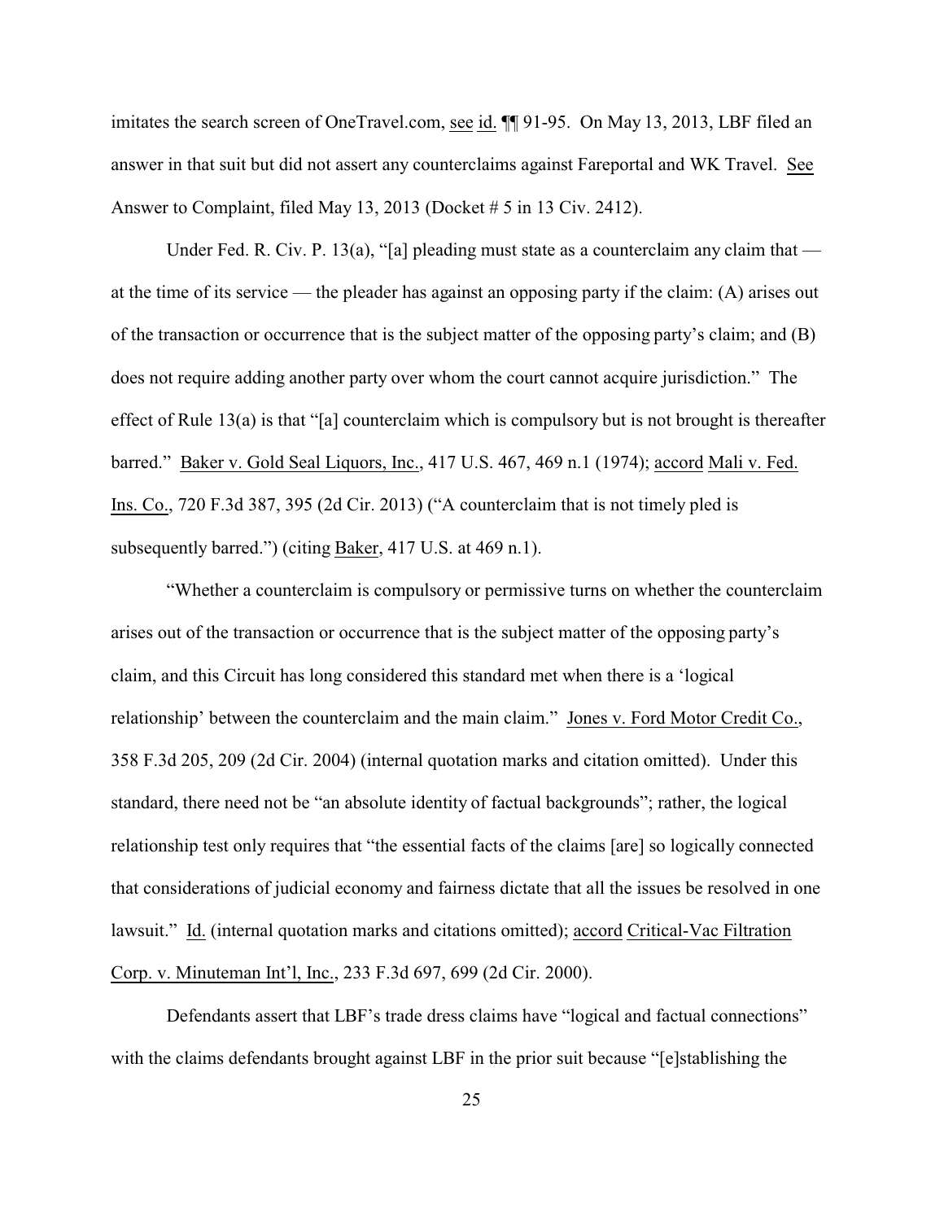imitates the search screen of OneTravel.com, see id. ¶¶ 91-95. On May 13, 2013, LBF filed an answer in that suit but did not assert any counterclaims against Fareportal and WK Travel. See Answer to Complaint, filed May 13, 2013 (Docket # 5 in 13 Civ. 2412).

Under Fed. R. Civ. P. 13(a), "[a] pleading must state as a counterclaim any claim that — at the time of its service — the pleader has against an opposing party if the claim: (A) arises out of the transaction or occurrence that is the subject matter of the opposing party's claim; and (B) does not require adding another party over whom the court cannot acquire jurisdiction." The effect of Rule 13(a) is that "[a] counterclaim which is compulsory but is not brought is thereafter barred." Baker v. Gold Seal Liquors, Inc., 417 U.S. 467, 469 n.1 (1974); accord Mali v. Fed. Ins. Co., 720 F.3d 387, 395 (2d Cir. 2013) ("A counterclaim that is not timely pled is subsequently barred.") (citing Baker, 417 U.S. at 469 n.1).

"Whether a counterclaim is compulsory or permissive turns on whether the counterclaim arises out of the transaction or occurrence that is the subject matter of the opposing party's claim, and this Circuit has long considered this standard met when there is a 'logical relationship' between the counterclaim and the main claim." Jones v. Ford Motor Credit Co., 358 F.3d 205, 209 (2d Cir. 2004) (internal quotation marks and citation omitted). Under this standard, there need not be "an absolute identity of factual backgrounds"; rather, the logical relationship test only requires that "the essential facts of the claims [are] so logically connected that considerations of judicial economy and fairness dictate that all the issues be resolved in one lawsuit." Id. (internal quotation marks and citations omitted); accord Critical-Vac Filtration Corp. v. Minuteman Int'l, Inc., 233 F.3d 697, 699 (2d Cir. 2000).

Defendants assert that LBF's trade dress claims have "logical and factual connections" with the claims defendants brought against LBF in the prior suit because "[e]stablishing the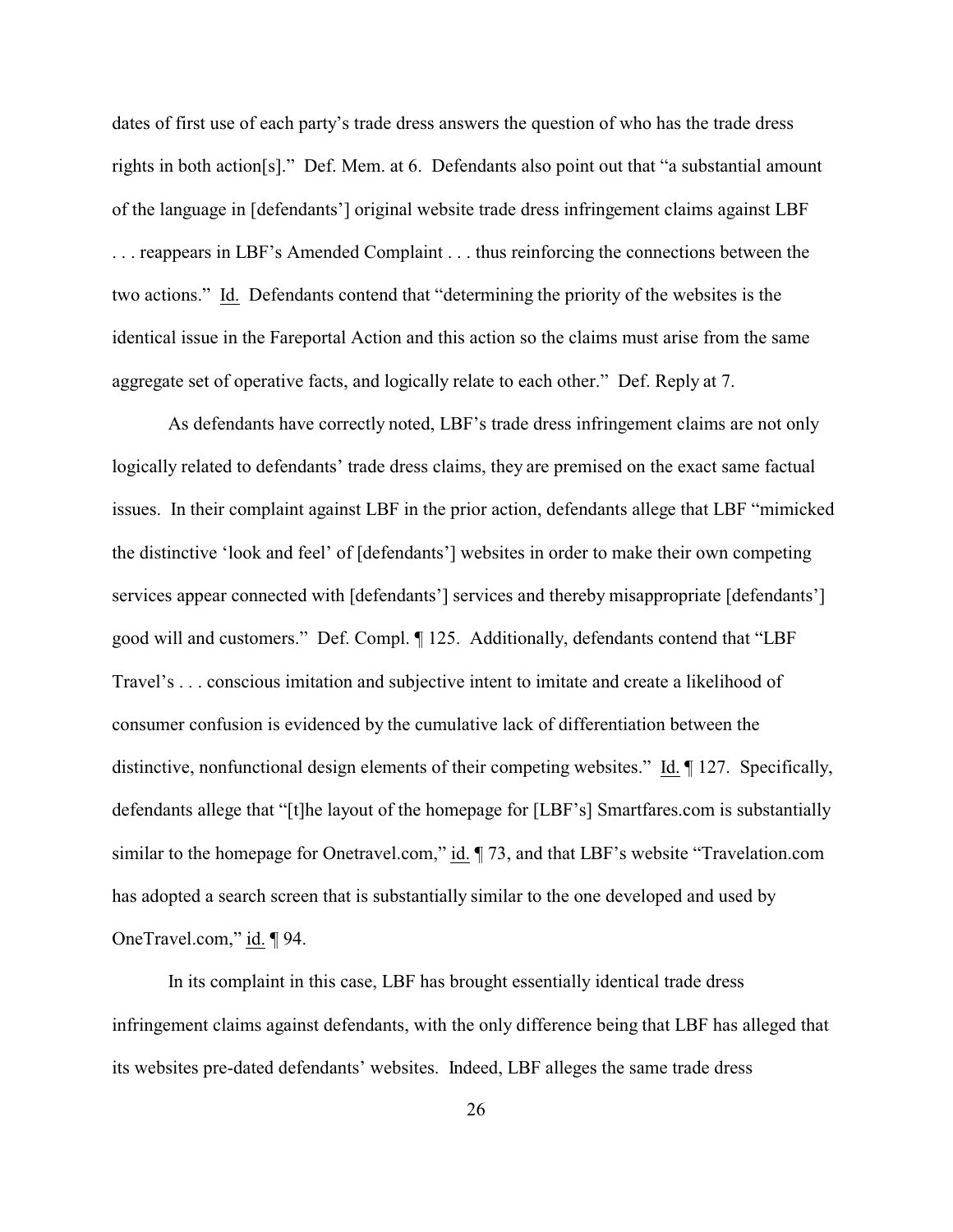dates of first use of each party's trade dress answers the question of who has the trade dress rights in both action[s]." Def. Mem. at 6. Defendants also point out that "a substantial amount of the language in [defendants'] original website trade dress infringement claims against LBF . . . reappears in LBF's Amended Complaint . . . thus reinforcing the connections between the two actions." Id. Defendants contend that "determining the priority of the websites is the identical issue in the Fareportal Action and this action so the claims must arise from the same aggregate set of operative facts, and logically relate to each other." Def. Reply at 7.

As defendants have correctly noted, LBF's trade dress infringement claims are not only logically related to defendants' trade dress claims, they are premised on the exact same factual issues. In their complaint against LBF in the prior action, defendants allege that LBF "mimicked the distinctive 'look and feel' of [defendants'] websites in order to make their own competing services appear connected with [defendants'] services and thereby misappropriate [defendants'] good will and customers." Def. Compl. ¶ 125. Additionally, defendants contend that "LBF Travel's . . . conscious imitation and subjective intent to imitate and create a likelihood of consumer confusion is evidenced by the cumulative lack of differentiation between the distinctive, nonfunctional design elements of their competing websites." Id. ¶ 127. Specifically, defendants allege that "[t]he layout of the homepage for [LBF's] Smartfares.com is substantially similar to the homepage for Onetravel.com," id. ¶ 73, and that LBF's website "Travelation.com has adopted a search screen that is substantially similar to the one developed and used by OneTravel.com," id. ¶ 94.

In its complaint in this case, LBF has brought essentially identical trade dress infringement claims against defendants, with the only difference being that LBF has alleged that its websites pre-dated defendants' websites. Indeed, LBF alleges the same trade dress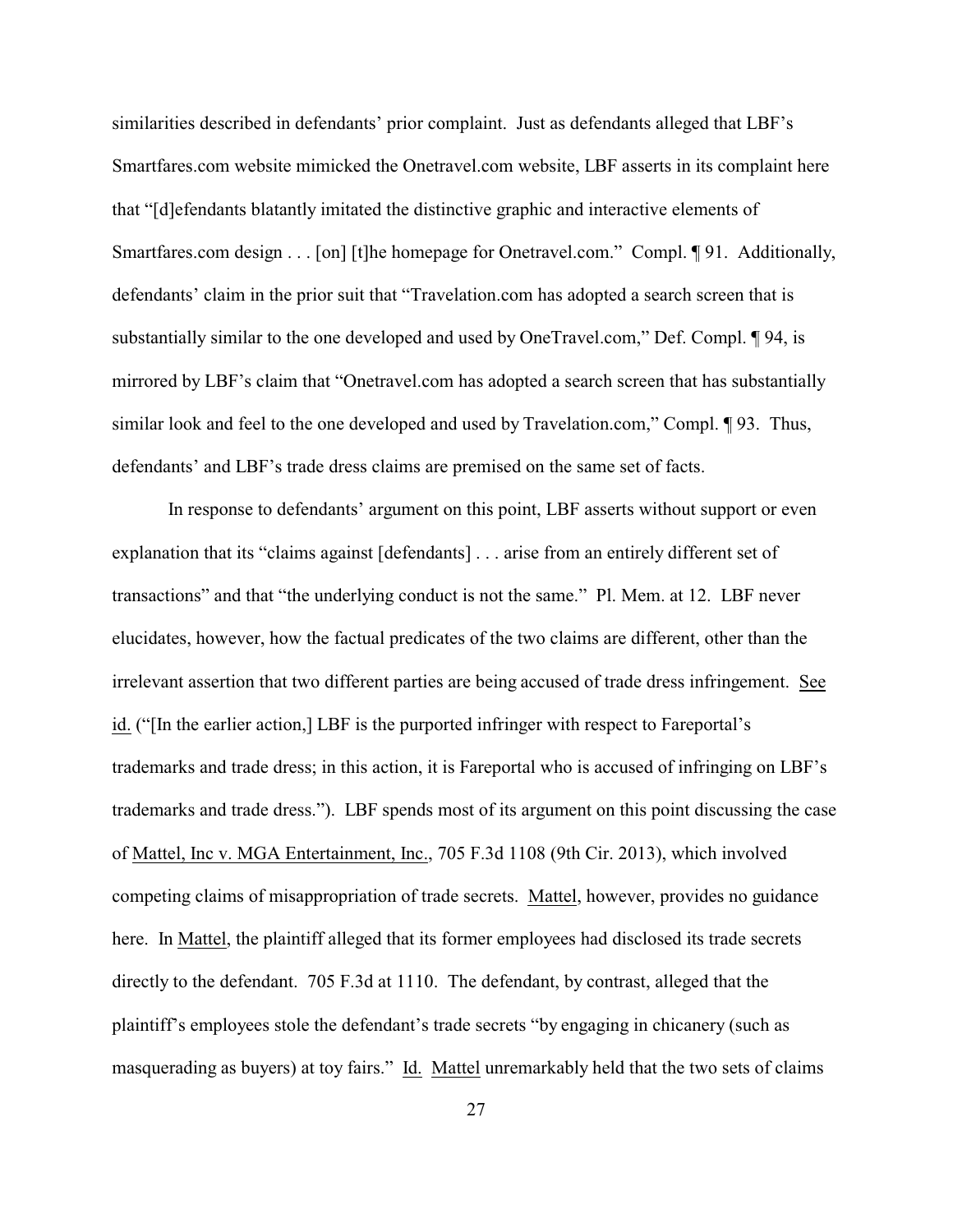similarities described in defendants' prior complaint. Just as defendants alleged that LBF's Smartfares.com website mimicked the Onetravel.com website, LBF asserts in its complaint here that "[d]efendants blatantly imitated the distinctive graphic and interactive elements of Smartfares.com design . . . [on] [t]he homepage for Onetravel.com." Compl. ¶ 91. Additionally, defendants' claim in the prior suit that "Travelation.com has adopted a search screen that is substantially similar to the one developed and used by OneTravel.com," Def. Compl. ¶ 94, is mirrored by LBF's claim that "Onetravel.com has adopted a search screen that has substantially similar look and feel to the one developed and used by Travelation.com," Compl. ¶ 93. Thus, defendants' and LBF's trade dress claims are premised on the same set of facts.

In response to defendants' argument on this point, LBF asserts without support or even explanation that its "claims against [defendants] . . . arise from an entirely different set of transactions" and that "the underlying conduct is not the same." Pl. Mem. at 12. LBF never elucidates, however, how the factual predicates of the two claims are different, other than the irrelevant assertion that two different parties are being accused of trade dress infringement. See id. ("[In the earlier action,] LBF is the purported infringer with respect to Fareportal's trademarks and trade dress; in this action, it is Fareportal who is accused of infringing on LBF's trademarks and trade dress."). LBF spends most of its argument on this point discussing the case of Mattel, Inc v. MGA Entertainment, Inc., 705 F.3d 1108 (9th Cir. 2013), which involved competing claims of misappropriation of trade secrets. Mattel, however, provides no guidance here. In Mattel, the plaintiff alleged that its former employees had disclosed its trade secrets directly to the defendant. 705 F.3d at 1110. The defendant, by contrast, alleged that the plaintiff's employees stole the defendant's trade secrets "by engaging in chicanery (such as masquerading as buyers) at toy fairs." Id. Mattel unremarkably held that the two sets of claims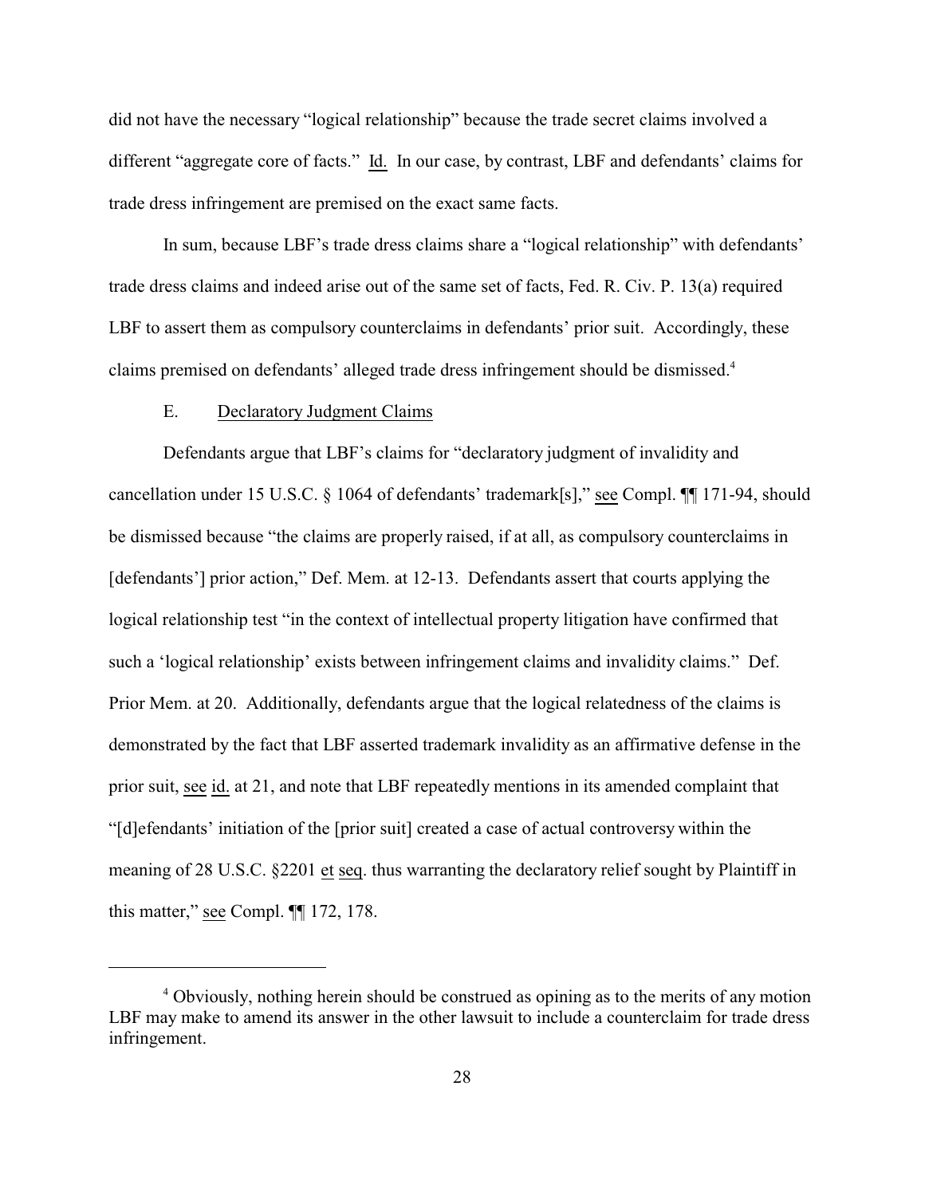did not have the necessary "logical relationship" because the trade secret claims involved a different "aggregate core of facts." Id. In our case, by contrast, LBF and defendants' claims for trade dress infringement are premised on the exact same facts.

In sum, because LBF's trade dress claims share a "logical relationship" with defendants' trade dress claims and indeed arise out of the same set of facts, Fed. R. Civ. P. 13(a) required LBF to assert them as compulsory counterclaims in defendants' prior suit. Accordingly, these claims premised on defendants' alleged trade dress infringement should be dismissed.[4]

E. Declaratory Judgment Claims

Defendants argue that LBF's claims for "declaratory judgment of invalidity and cancellation under 15 U.S.C. § 1064 of defendants' trademark[s]," see Compl. ¶¶ 171-94, should be dismissed because "the claims are properly raised, if at all, as compulsory counterclaims in [defendants'] prior action," Def. Mem. at 12-13. Defendants assert that courts applying the logical relationship test "in the context of intellectual property litigation have confirmed that such a 'logical relationship' exists between infringement claims and invalidity claims." Def. Prior Mem. at 20. Additionally, defendants argue that the logical relatedness of the claims is demonstrated by the fact that LBF asserted trademark invalidity as an affirmative defense in the prior suit, see id. at 21, and note that LBF repeatedly mentions in its amended complaint that "[d]efendants' initiation of the [prior suit] created a case of actual controversy within the meaning of 28 U.S.C. §2201 et seq. thus warranting the declaratory relief sought by Plaintiff in this matter," see Compl. ¶¶ 172, 178.

---

[4] Obviously, nothing herein should be construed as opining as to the merits of any motion LBF may make to amend its answer in the other lawsuit to include a counterclaim for trade dress infringement.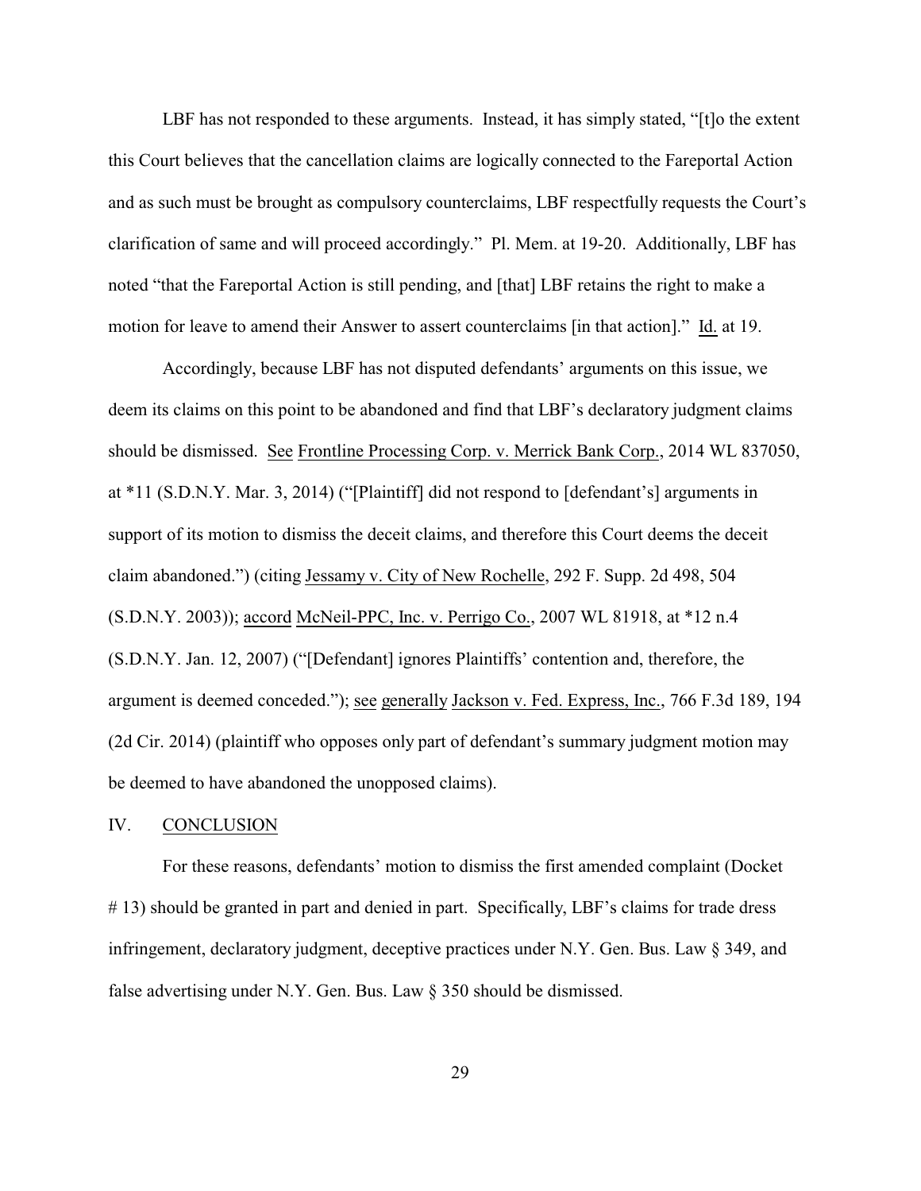LBF has not responded to these arguments. Instead, it has simply stated, "[t]o the extent this Court believes that the cancellation claims are logically connected to the Fareportal Action and as such must be brought as compulsory counterclaims, LBF respectfully requests the Court's clarification of same and will proceed accordingly." Pl. Mem. at 19-20. Additionally, LBF has noted "that the Fareportal Action is still pending, and [that] LBF retains the right to make a motion for leave to amend their Answer to assert counterclaims [in that action]." Id. at 19.

Accordingly, because LBF has not disputed defendants' arguments on this issue, we deem its claims on this point to be abandoned and find that LBF's declaratory judgment claims should be dismissed. See Frontline Processing Corp. v. Merrick Bank Corp., 2014 WL 837050, at *11 (S.D.N.Y. Mar. 3, 2014) ("[Plaintiff] did not respond to [defendant's] arguments in support of its motion to dismiss the deceit claims, and therefore this Court deems the deceit claim abandoned.") (citing Jessamy v. City of New Rochelle, 292 F. Supp. 2d 498, 504 (S.D.N.Y. 2003)); accord McNeil-PPC, Inc. v. Perrigo Co., 2007 WL 81918, at *12 n.4 (S.D.N.Y. Jan. 12, 2007) ("[Defendant] ignores Plaintiffs' contention and, therefore, the argument is deemed conceded."); see generally Jackson v. Fed. Express, Inc., 766 F.3d 189, 194 (2d Cir. 2014) (plaintiff who opposes only part of defendant's summary judgment motion may be deemed to have abandoned the unopposed claims).

## IV. CONCLUSION

For these reasons, defendants' motion to dismiss the first amended complaint (Docket # 13) should be granted in part and denied in part. Specifically, LBF's claims for trade dress infringement, declaratory judgment, deceptive practices under N.Y. Gen. Bus. Law § 349, and false advertising under N.Y. Gen. Bus. Law § 350 should be dismissed.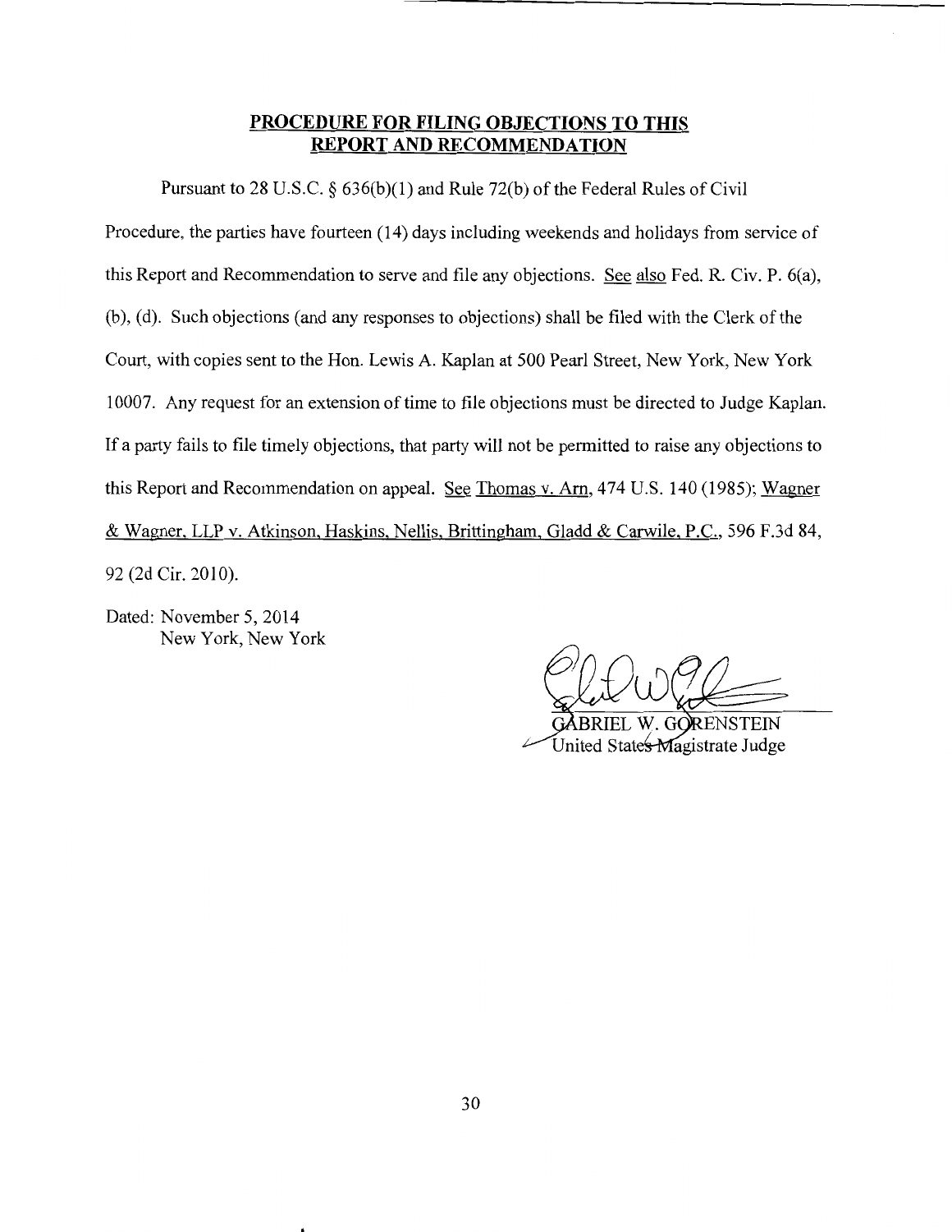## PROCEDURE FOR FILING OBJECTIONS TO THIS REPORT AND RECOMMENDATION

Pursuant to 28 U.S.C. § 636(b)(1) and Rule 72(b) of the Federal Rules of Civil Procedure, the parties have fourteen (14) days including weekends and holidays from service of this Report and Recommendation to serve and file any objections. See also Fed. R. Civ. P. 6(a), (b), (d). Such objections (and any responses to objections) shall be filed with the Clerk of the Court, with copies sent to the Hon. Lewis A. Kaplan at 500 Pearl Street, New York, New York 10007. Any request for an extension of time to file objections must be directed to Judge Kaplan. If a party fails to file timely objections, that party will not be permitted to raise any objections to this Report and Recommendation on appeal. See Thomas v. Arn, 474 U.S. 140 (1985); Wagner & Wagner, LLP v. Atkinson, Haskins, Nellis, Brittingham, Gladd & Carwile, P.C., 596 F.3d 84, 92 (2d Cir. 2010).

Dated: November 5, 2014
New York, New York

GABRIEL W. GORENSTEIN
United States Magistrate Judge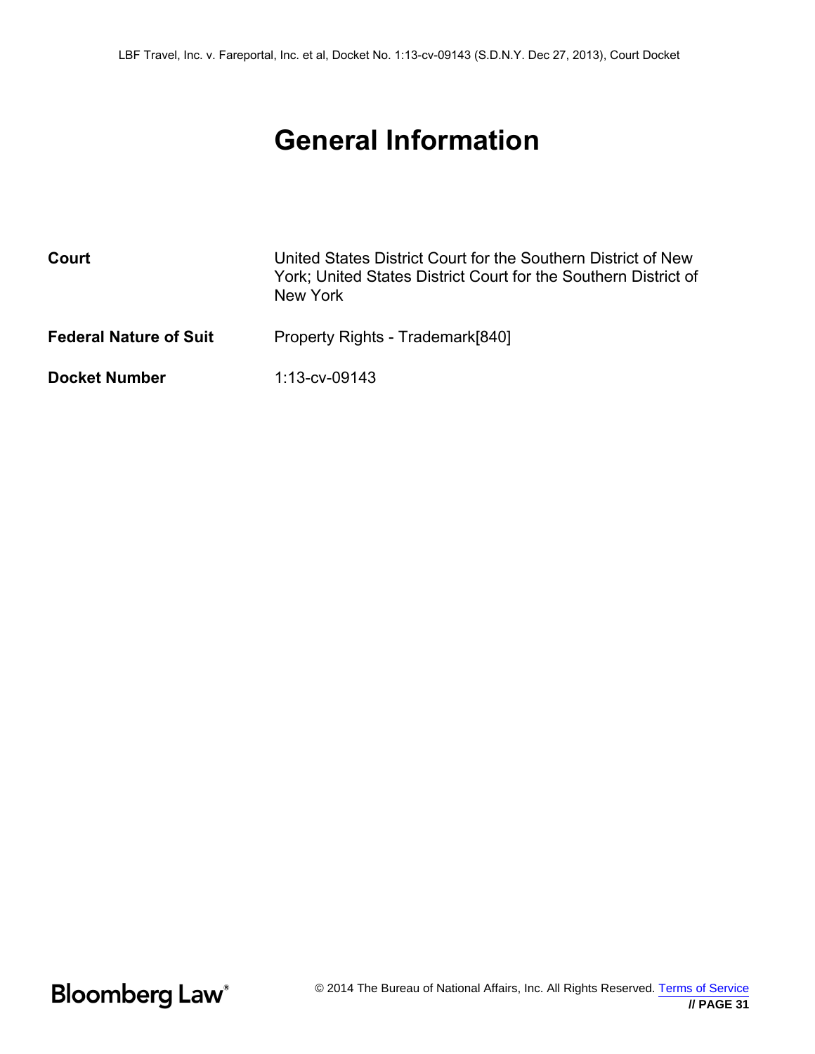# General Information

| | |
|---|---|
| **Court** | United States District Court for the Southern District of New York; United States District Court for the Southern District of New York |
| **Federal Nature of Suit** | Property Rights - Trademark[840] |
| **Docket Number** | 1:13-cv-09143 |